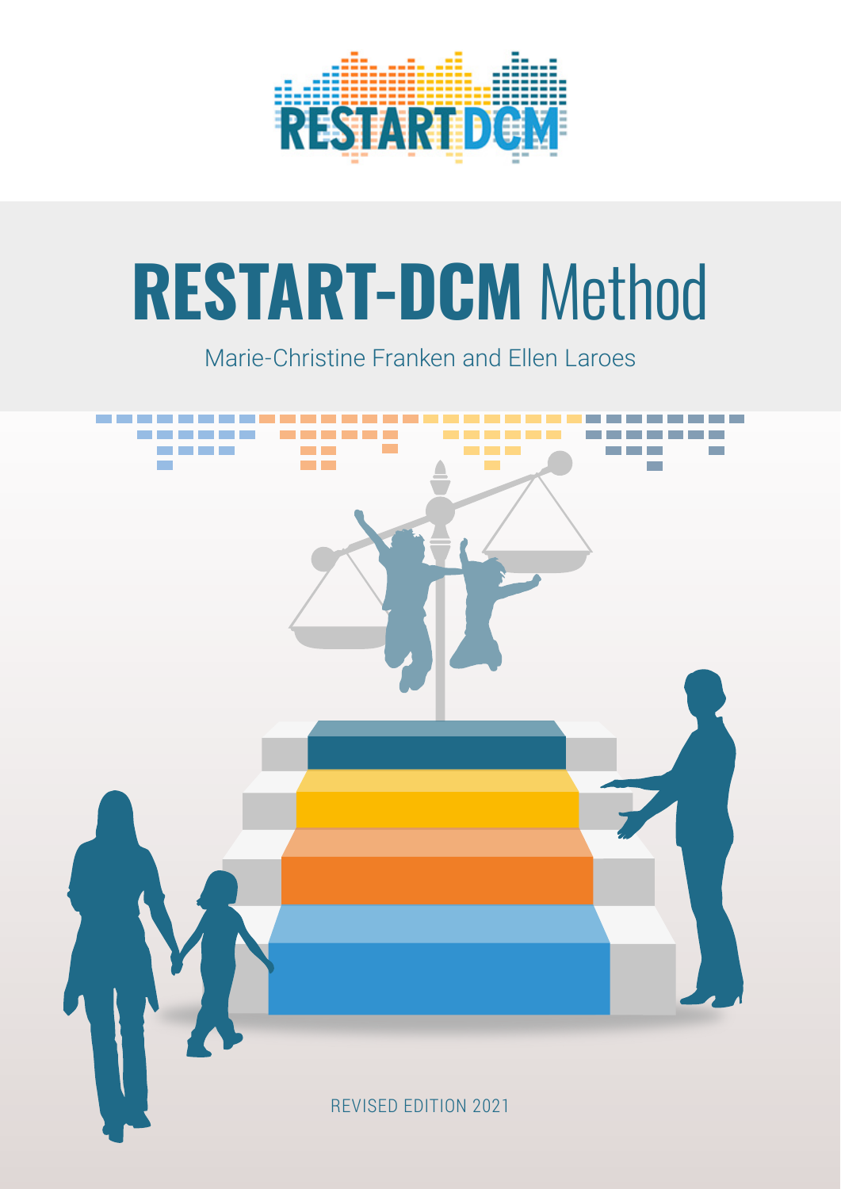# RESTART-DCM Method

Marie-Christine Franken and Ellen Laroes

REVISED EDITION 2021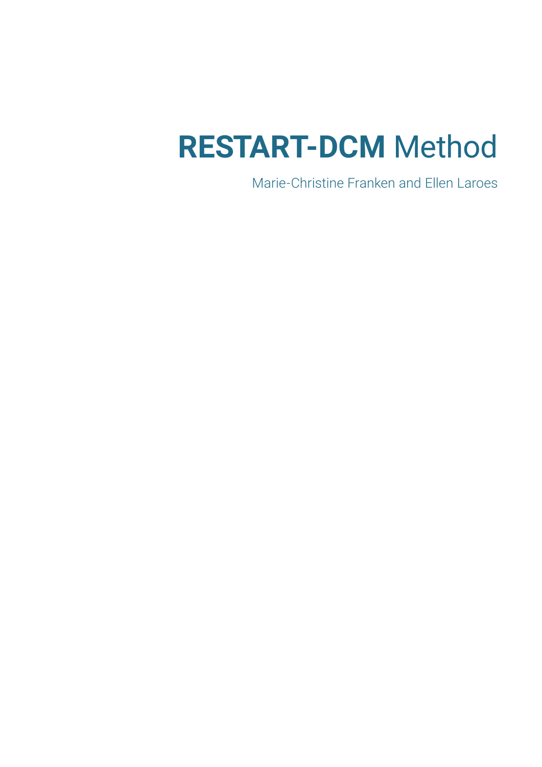# **RESTART-DCM** Method

Marie-Christine Franken and Ellen Laroes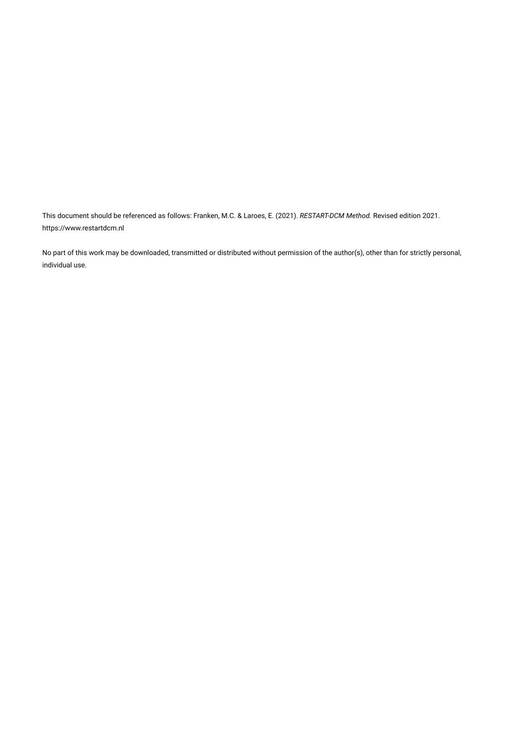This document should be referenced as follows: Franken, M.C. & Laroes, E. (2021). *RESTART-DCM Method.* Revised edition 2021. https://www.restartdcm.nl

No part of this work may be downloaded, transmitted or distributed without permission of the author(s), other than for strictly personal, individual use.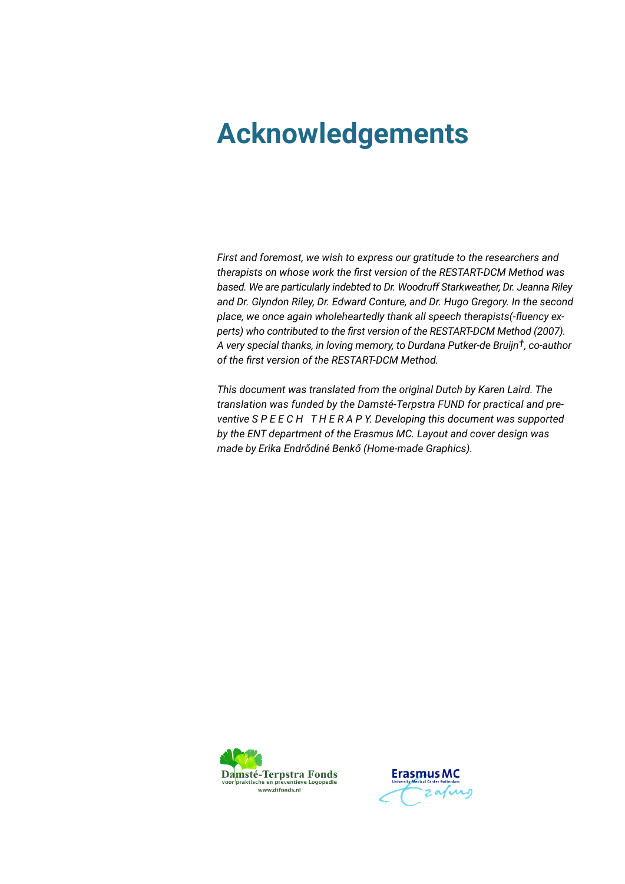# Acknowledgements

*First and foremost, we wish to express our gratitude to the researchers and therapists on whose work the first version of the RESTART-DCM Method was based. We are particularly indebted to Dr. Woodruff Starkweather, Dr. Jeanna Riley and Dr. Glyndon Riley, Dr. Edward Conture, and Dr. Hugo Gregory. In the second place, we once again wholeheartedly thank all speech therapists(-fluency experts) who contributed to the first version of the RESTART-DCM Method (2007). A very special thanks, in loving memory, to Durdana Putker-de Bruijn†, co-author of the first version of the RESTART-DCM Method.*

*This document was translated from the original Dutch by Karen Laird. The translation was funded by the Damsté-Terpstra FUND for practical and preventive S P E E C H T H E R A P Y. Developing this document was supported by the ENT department of the Erasmus MC. Layout and cover design was made by Erika Endrődiné Benkő (Home-made Graphics).*

Damsté-Terpstra Fonds
voor praktische en preventieve Logopedie
www.dtfonds.nl

Erasmus MC
University Medical Center Rotterdam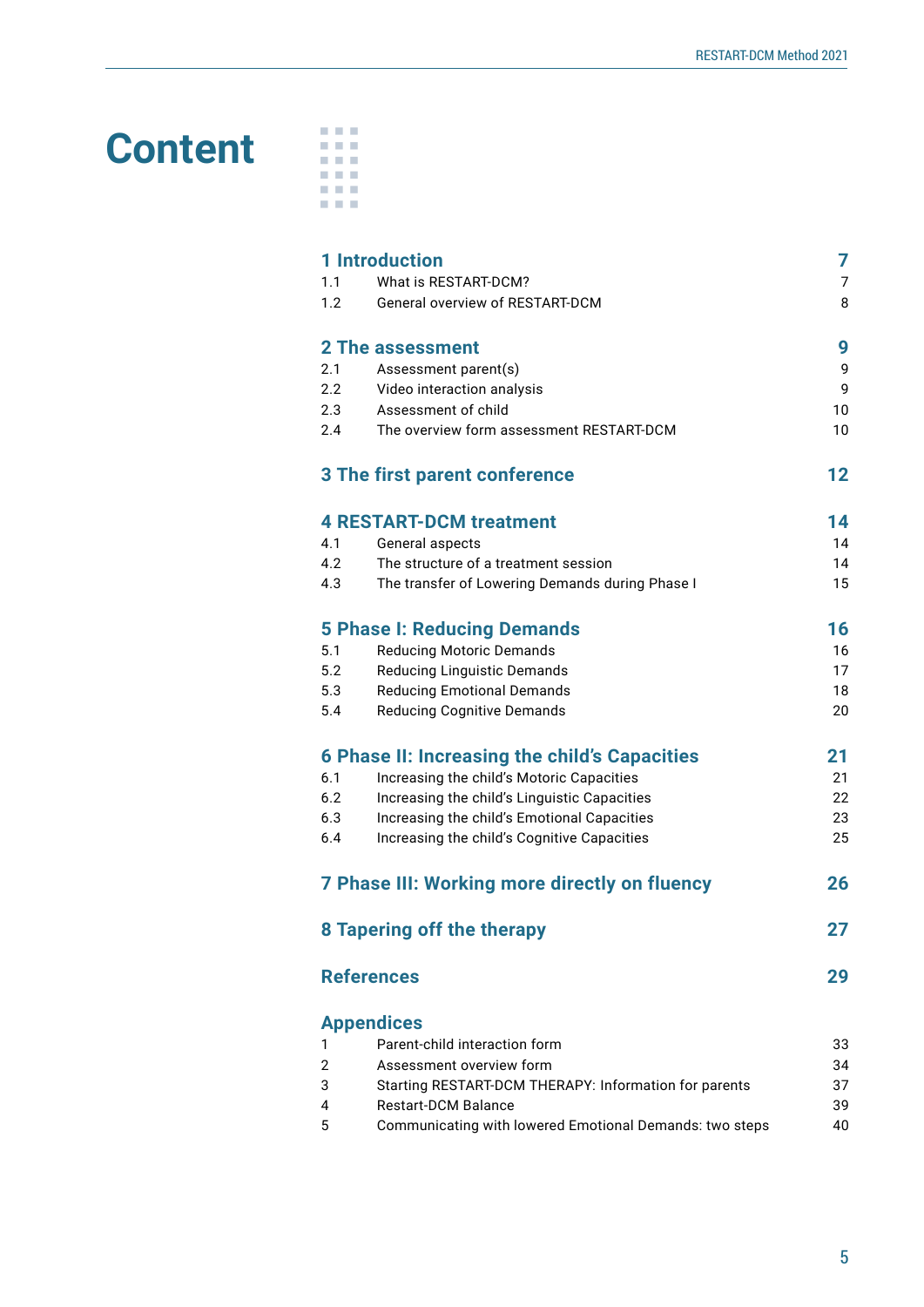# Content

| | | |
|---|---|---|
| **1 Introduction** | | **7** |
| 1.1 | What is RESTART-DCM? | 7 |
| 1.2 | General overview of RESTART-DCM | 8 |
| **2 The assessment** | | **9** |
| 2.1 | Assessment parent(s) | 9 |
| 2.2 | Video interaction analysis | 9 |
| 2.3 | Assessment of child | 10 |
| 2.4 | The overview form assessment RESTART-DCM | 10 |
| **3 The first parent conference** | | **12** |
| **4 RESTART-DCM treatment** | | **14** |
| 4.1 | General aspects | 14 |
| 4.2 | The structure of a treatment session | 14 |
| 4.3 | The transfer of Lowering Demands during Phase I | 15 |
| **5 Phase I: Reducing Demands** | | **16** |
| 5.1 | Reducing Motoric Demands | 16 |
| 5.2 | Reducing Linguistic Demands | 17 |
| 5.3 | Reducing Emotional Demands | 18 |
| 5.4 | Reducing Cognitive Demands | 20 |
| **6 Phase II: Increasing the child's Capacities** | | **21** |
| 6.1 | Increasing the child's Motoric Capacities | 21 |
| 6.2 | Increasing the child's Linguistic Capacities | 22 |
| 6.3 | Increasing the child's Emotional Capacities | 23 |
| 6.4 | Increasing the child's Cognitive Capacities | 25 |
| **7 Phase III: Working more directly on fluency** | | **26** |
| **8 Tapering off the therapy** | | **27** |
| **References** | | **29** |
| **Appendices** | | |
| 1 | Parent-child interaction form | 33 |
| 2 | Assessment overview form | 34 |
| 3 | Starting RESTART-DCM THERAPY: Information for parents | 37 |
| 4 | Restart-DCM Balance | 39 |
| 5 | Communicating with lowered Emotional Demands: two steps | 40 |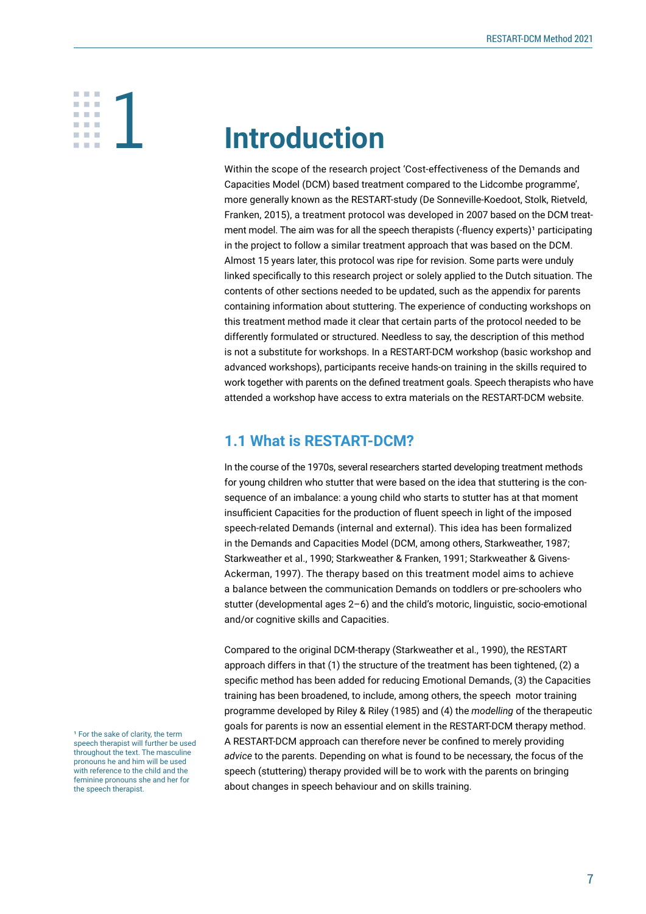# 1 Introduction

Within the scope of the research project 'Cost-effectiveness of the Demands and Capacities Model (DCM) based treatment compared to the Lidcombe programme', more generally known as the RESTART-study (De Sonneville-Koedoot, Stolk, Rietveld, Franken, 2015), a treatment protocol was developed in 2007 based on the DCM treatment model. The aim was for all the speech therapists (-fluency experts)[1] participating in the project to follow a similar treatment approach that was based on the DCM. Almost 15 years later, this protocol was ripe for revision. Some parts were unduly linked specifically to this research project or solely applied to the Dutch situation. The contents of other sections needed to be updated, such as the appendix for parents containing information about stuttering. The experience of conducting workshops on this treatment method made it clear that certain parts of the protocol needed to be differently formulated or structured. Needless to say, the description of this method is not a substitute for workshops. In a RESTART-DCM workshop (basic workshop and advanced workshops), participants receive hands-on training in the skills required to work together with parents on the defined treatment goals. Speech therapists who have attended a workshop have access to extra materials on the RESTART-DCM website.

## 1.1 What is RESTART-DCM?

In the course of the 1970s, several researchers started developing treatment methods for young children who stutter that were based on the idea that stuttering is the consequence of an imbalance: a young child who starts to stutter has at that moment insufficient Capacities for the production of fluent speech in light of the imposed speech-related Demands (internal and external). This idea has been formalized in the Demands and Capacities Model (DCM, among others, Starkweather, 1987; Starkweather et al., 1990; Starkweather & Franken, 1991; Starkweather & Givens-Ackerman, 1997). The therapy based on this treatment model aims to achieve a balance between the communication Demands on toddlers or pre-schoolers who stutter (developmental ages 2–6) and the child's motoric, linguistic, socio-emotional and/or cognitive skills and Capacities.

Compared to the original DCM-therapy (Starkweather et al., 1990), the RESTART approach differs in that (1) the structure of the treatment has been tightened, (2) a specific method has been added for reducing Emotional Demands, (3) the Capacities training has been broadened, to include, among others, the speech motor training programme developed by Riley & Riley (1985) and (4) the *modelling* of the therapeutic goals for parents is now an essential element in the RESTART-DCM therapy method. A RESTART-DCM approach can therefore never be confined to merely providing *advice* to the parents. Depending on what is found to be necessary, the focus of the speech (stuttering) therapy provided will be to work with the parents on bringing about changes in speech behaviour and on skills training.

[1] For the sake of clarity, the term speech therapist will further be used throughout the text. The masculine pronouns he and him will be used with reference to the child and the feminine pronouns she and her for the speech therapist.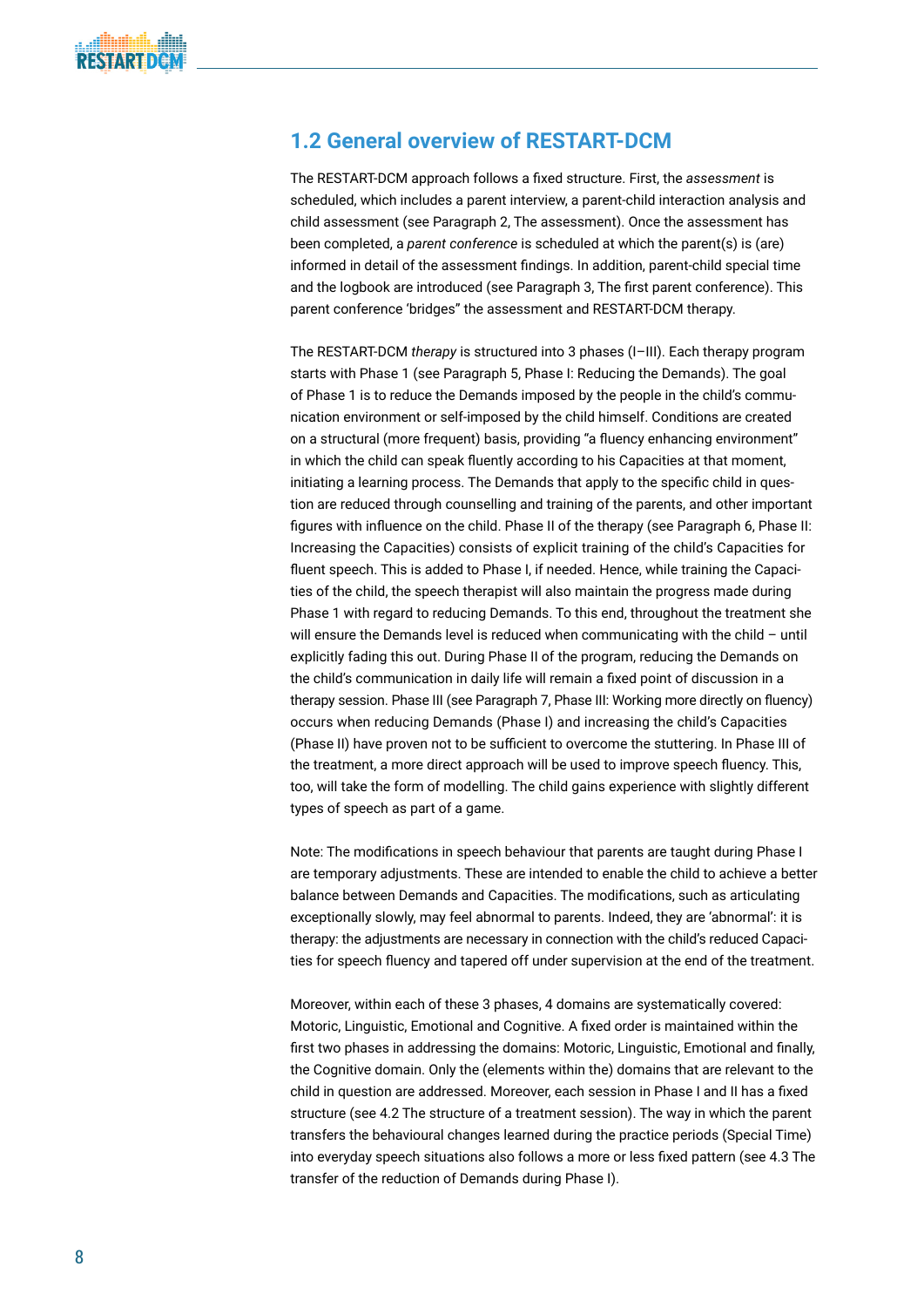## 1.2 General overview of RESTART-DCM

The RESTART-DCM approach follows a fixed structure. First, the *assessment* is scheduled, which includes a parent interview, a parent-child interaction analysis and child assessment (see Paragraph 2, The assessment). Once the assessment has been completed, a *parent conference* is scheduled at which the parent(s) is (are) informed in detail of the assessment findings. In addition, parent-child special time and the logbook are introduced (see Paragraph 3, The first parent conference). This parent conference 'bridges" the assessment and RESTART-DCM therapy.

The RESTART-DCM *therapy* is structured into 3 phases (I–III). Each therapy program starts with Phase 1 (see Paragraph 5, Phase I: Reducing the Demands). The goal of Phase 1 is to reduce the Demands imposed by the people in the child's communication environment or self-imposed by the child himself. Conditions are created on a structural (more frequent) basis, providing "a fluency enhancing environment" in which the child can speak fluently according to his Capacities at that moment, initiating a learning process. The Demands that apply to the specific child in question are reduced through counselling and training of the parents, and other important figures with influence on the child. Phase II of the therapy (see Paragraph 6, Phase II: Increasing the Capacities) consists of explicit training of the child's Capacities for fluent speech. This is added to Phase I, if needed. Hence, while training the Capacities of the child, the speech therapist will also maintain the progress made during Phase 1 with regard to reducing Demands. To this end, throughout the treatment she will ensure the Demands level is reduced when communicating with the child – until explicitly fading this out. During Phase II of the program, reducing the Demands on the child's communication in daily life will remain a fixed point of discussion in a therapy session. Phase III (see Paragraph 7, Phase III: Working more directly on fluency) occurs when reducing Demands (Phase I) and increasing the child's Capacities (Phase II) have proven not to be sufficient to overcome the stuttering. In Phase III of the treatment, a more direct approach will be used to improve speech fluency. This, too, will take the form of modelling. The child gains experience with slightly different types of speech as part of a game.

Note: The modifications in speech behaviour that parents are taught during Phase I are temporary adjustments. These are intended to enable the child to achieve a better balance between Demands and Capacities. The modifications, such as articulating exceptionally slowly, may feel abnormal to parents. Indeed, they are 'abnormal': it is therapy: the adjustments are necessary in connection with the child's reduced Capacities for speech fluency and tapered off under supervision at the end of the treatment.

Moreover, within each of these 3 phases, 4 domains are systematically covered: Motoric, Linguistic, Emotional and Cognitive. A fixed order is maintained within the first two phases in addressing the domains: Motoric, Linguistic, Emotional and finally, the Cognitive domain. Only the (elements within the) domains that are relevant to the child in question are addressed. Moreover, each session in Phase I and II has a fixed structure (see 4.2 The structure of a treatment session). The way in which the parent transfers the behavioural changes learned during the practice periods (Special Time) into everyday speech situations also follows a more or less fixed pattern (see 4.3 The transfer of the reduction of Demands during Phase I).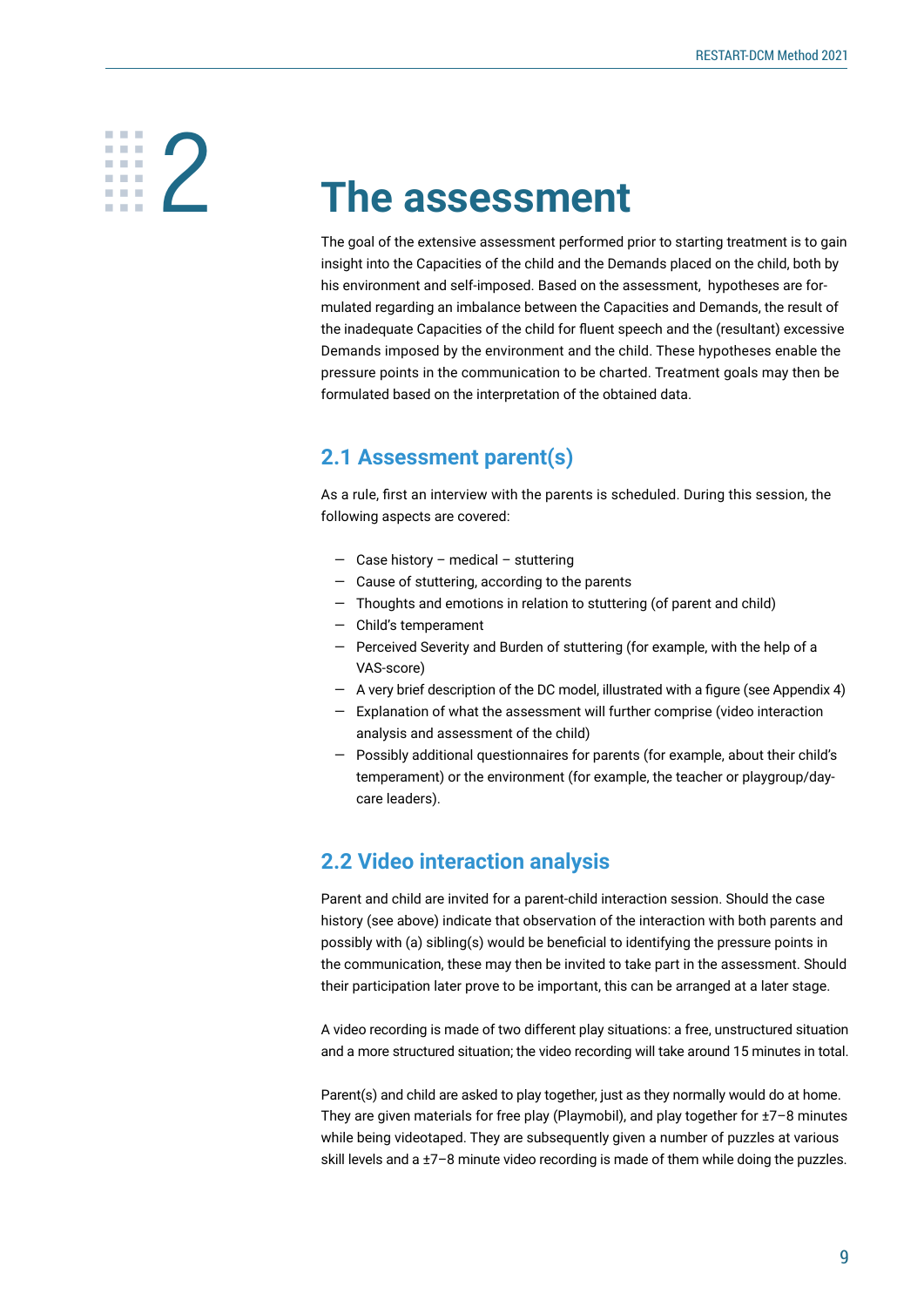# 2 The assessment

The goal of the extensive assessment performed prior to starting treatment is to gain insight into the Capacities of the child and the Demands placed on the child, both by his environment and self-imposed. Based on the assessment, hypotheses are formulated regarding an imbalance between the Capacities and Demands, the result of the inadequate Capacities of the child for fluent speech and the (resultant) excessive Demands imposed by the environment and the child. These hypotheses enable the pressure points in the communication to be charted. Treatment goals may then be formulated based on the interpretation of the obtained data.

## 2.1 Assessment parent(s)

As a rule, first an interview with the parents is scheduled. During this session, the following aspects are covered:

- Case history – medical – stuttering
- Cause of stuttering, according to the parents
- Thoughts and emotions in relation to stuttering (of parent and child)
- Child's temperament
- Perceived Severity and Burden of stuttering (for example, with the help of a VAS-score)
- A very brief description of the DC model, illustrated with a figure (see Appendix 4)
- Explanation of what the assessment will further comprise (video interaction analysis and assessment of the child)
- Possibly additional questionnaires for parents (for example, about their child's temperament) or the environment (for example, the teacher or playgroup/day-care leaders).

## 2.2 Video interaction analysis

Parent and child are invited for a parent-child interaction session. Should the case history (see above) indicate that observation of the interaction with both parents and possibly with (a) sibling(s) would be beneficial to identifying the pressure points in the communication, these may then be invited to take part in the assessment. Should their participation later prove to be important, this can be arranged at a later stage.

A video recording is made of two different play situations: a free, unstructured situation and a more structured situation; the video recording will take around 15 minutes in total.

Parent(s) and child are asked to play together, just as they normally would do at home. They are given materials for free play (Playmobil), and play together for ±7–8 minutes while being videotaped. They are subsequently given a number of puzzles at various skill levels and a ±7–8 minute video recording is made of them while doing the puzzles.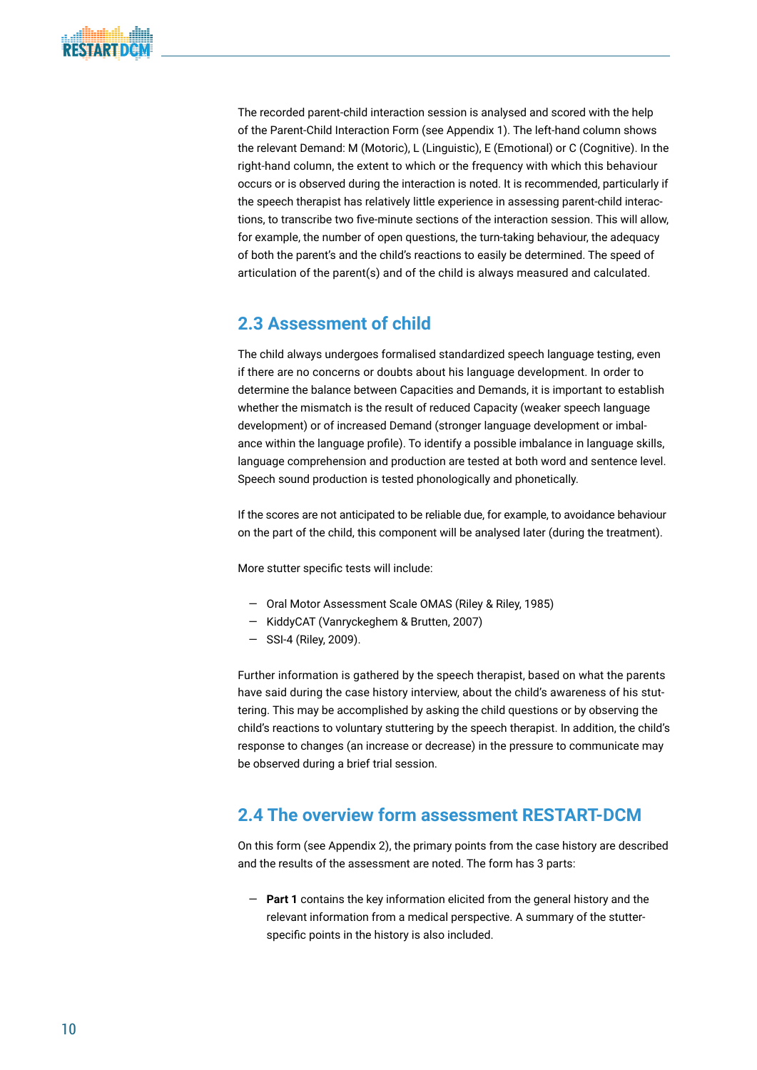The recorded parent-child interaction session is analysed and scored with the help of the Parent-Child Interaction Form (see Appendix 1). The left-hand column shows the relevant Demand: M (Motoric), L (Linguistic), E (Emotional) or C (Cognitive). In the right-hand column, the extent to which or the frequency with which this behaviour occurs or is observed during the interaction is noted. It is recommended, particularly if the speech therapist has relatively little experience in assessing parent-child interactions, to transcribe two five-minute sections of the interaction session. This will allow, for example, the number of open questions, the turn-taking behaviour, the adequacy of both the parent's and the child's reactions to easily be determined. The speed of articulation of the parent(s) and of the child is always measured and calculated.

## 2.3 Assessment of child

The child always undergoes formalised standardized speech language testing, even if there are no concerns or doubts about his language development. In order to determine the balance between Capacities and Demands, it is important to establish whether the mismatch is the result of reduced Capacity (weaker speech language development) or of increased Demand (stronger language development or imbalance within the language profile). To identify a possible imbalance in language skills, language comprehension and production are tested at both word and sentence level. Speech sound production is tested phonologically and phonetically.

If the scores are not anticipated to be reliable due, for example, to avoidance behaviour on the part of the child, this component will be analysed later (during the treatment).

More stutter specific tests will include:

- Oral Motor Assessment Scale OMAS (Riley & Riley, 1985)
- KiddyCAT (Vanryckeghem & Brutten, 2007)
- SSI-4 (Riley, 2009).

Further information is gathered by the speech therapist, based on what the parents have said during the case history interview, about the child's awareness of his stuttering. This may be accomplished by asking the child questions or by observing the child's reactions to voluntary stuttering by the speech therapist. In addition, the child's response to changes (an increase or decrease) in the pressure to communicate may be observed during a brief trial session.

## 2.4 The overview form assessment RESTART-DCM

On this form (see Appendix 2), the primary points from the case history are described and the results of the assessment are noted. The form has 3 parts:

- **Part 1** contains the key information elicited from the general history and the relevant information from a medical perspective. A summary of the stutter-specific points in the history is also included.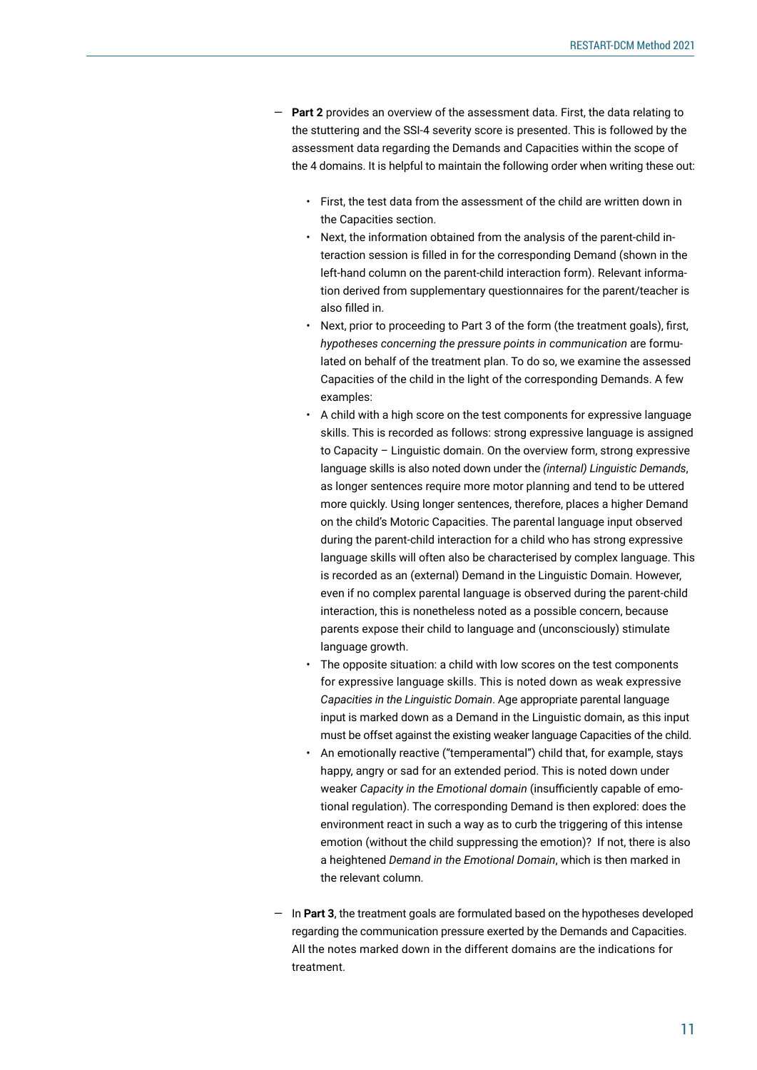- **Part 2** provides an overview of the assessment data. First, the data relating to the stuttering and the SSI-4 severity score is presented. This is followed by the assessment data regarding the Demands and Capacities within the scope of the 4 domains. It is helpful to maintain the following order when writing these out:

    - First, the test data from the assessment of the child are written down in the Capacities section.
    - Next, the information obtained from the analysis of the parent-child interaction session is filled in for the corresponding Demand (shown in the left-hand column on the parent-child interaction form). Relevant information derived from supplementary questionnaires for the parent/teacher is also filled in.
    - Next, prior to proceeding to Part 3 of the form (the treatment goals), first, *hypotheses concerning the pressure points in communication* are formulated on behalf of the treatment plan. To do so, we examine the assessed Capacities of the child in the light of the corresponding Demands. A few examples:
    - A child with a high score on the test components for expressive language skills. This is recorded as follows: strong expressive language is assigned to Capacity – Linguistic domain. On the overview form, strong expressive language skills is also noted down under the *(internal) Linguistic Demands*, as longer sentences require more motor planning and tend to be uttered more quickly. Using longer sentences, therefore, places a higher Demand on the child's Motoric Capacities. The parental language input observed during the parent-child interaction for a child who has strong expressive language skills will often also be characterised by complex language. This is recorded as an (external) Demand in the Linguistic Domain. However, even if no complex parental language is observed during the parent-child interaction, this is nonetheless noted as a possible concern, because parents expose their child to language and (unconsciously) stimulate language growth.
    - The opposite situation: a child with low scores on the test components for expressive language skills. This is noted down as weak expressive *Capacities in the Linguistic Domain*. Age appropriate parental language input is marked down as a Demand in the Linguistic domain, as this input must be offset against the existing weaker language Capacities of the child.
    - An emotionally reactive ("temperamental") child that, for example, stays happy, angry or sad for an extended period. This is noted down under weaker *Capacity in the Emotional domain* (insufficiently capable of emotional regulation). The corresponding Demand is then explored: does the environment react in such a way as to curb the triggering of this intense emotion (without the child suppressing the emotion)? If not, there is also a heightened *Demand in the Emotional Domain*, which is then marked in the relevant column.

- In **Part 3**, the treatment goals are formulated based on the hypotheses developed regarding the communication pressure exerted by the Demands and Capacities. All the notes marked down in the different domains are the indications for treatment.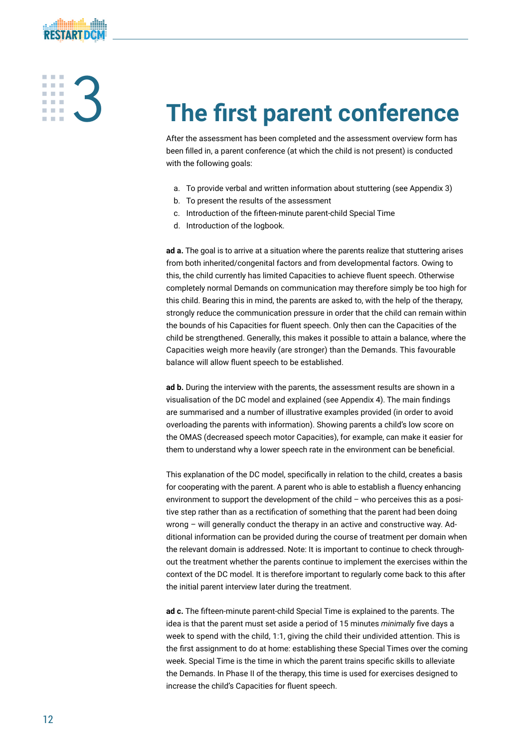# 3 The first parent conference

After the assessment has been completed and the assessment overview form has been filled in, a parent conference (at which the child is not present) is conducted with the following goals:

a. To provide verbal and written information about stuttering (see Appendix 3)
b. To present the results of the assessment
c. Introduction of the fifteen-minute parent-child Special Time
d. Introduction of the logbook.

**ad a.** The goal is to arrive at a situation where the parents realize that stuttering arises from both inherited/congenital factors and from developmental factors. Owing to this, the child currently has limited Capacities to achieve fluent speech. Otherwise completely normal Demands on communication may therefore simply be too high for this child. Bearing this in mind, the parents are asked to, with the help of the therapy, strongly reduce the communication pressure in order that the child can remain within the bounds of his Capacities for fluent speech. Only then can the Capacities of the child be strengthened. Generally, this makes it possible to attain a balance, where the Capacities weigh more heavily (are stronger) than the Demands. This favourable balance will allow fluent speech to be established.

**ad b.** During the interview with the parents, the assessment results are shown in a visualisation of the DC model and explained (see Appendix 4). The main findings are summarised and a number of illustrative examples provided (in order to avoid overloading the parents with information). Showing parents a child's low score on the OMAS (decreased speech motor Capacities), for example, can make it easier for them to understand why a lower speech rate in the environment can be beneficial.

This explanation of the DC model, specifically in relation to the child, creates a basis for cooperating with the parent. A parent who is able to establish a fluency enhancing environment to support the development of the child – who perceives this as a positive step rather than as a rectification of something that the parent had been doing wrong – will generally conduct the therapy in an active and constructive way. Additional information can be provided during the course of treatment per domain when the relevant domain is addressed. Note: It is important to continue to check throughout the treatment whether the parents continue to implement the exercises within the context of the DC model. It is therefore important to regularly come back to this after the initial parent interview later during the treatment.

**ad c.** The fifteen-minute parent-child Special Time is explained to the parents. The idea is that the parent must set aside a period of 15 minutes *minimally* five days a week to spend with the child, 1:1, giving the child their undivided attention. This is the first assignment to do at home: establishing these Special Times over the coming week. Special Time is the time in which the parent trains specific skills to alleviate the Demands. In Phase II of the therapy, this time is used for exercises designed to increase the child's Capacities for fluent speech.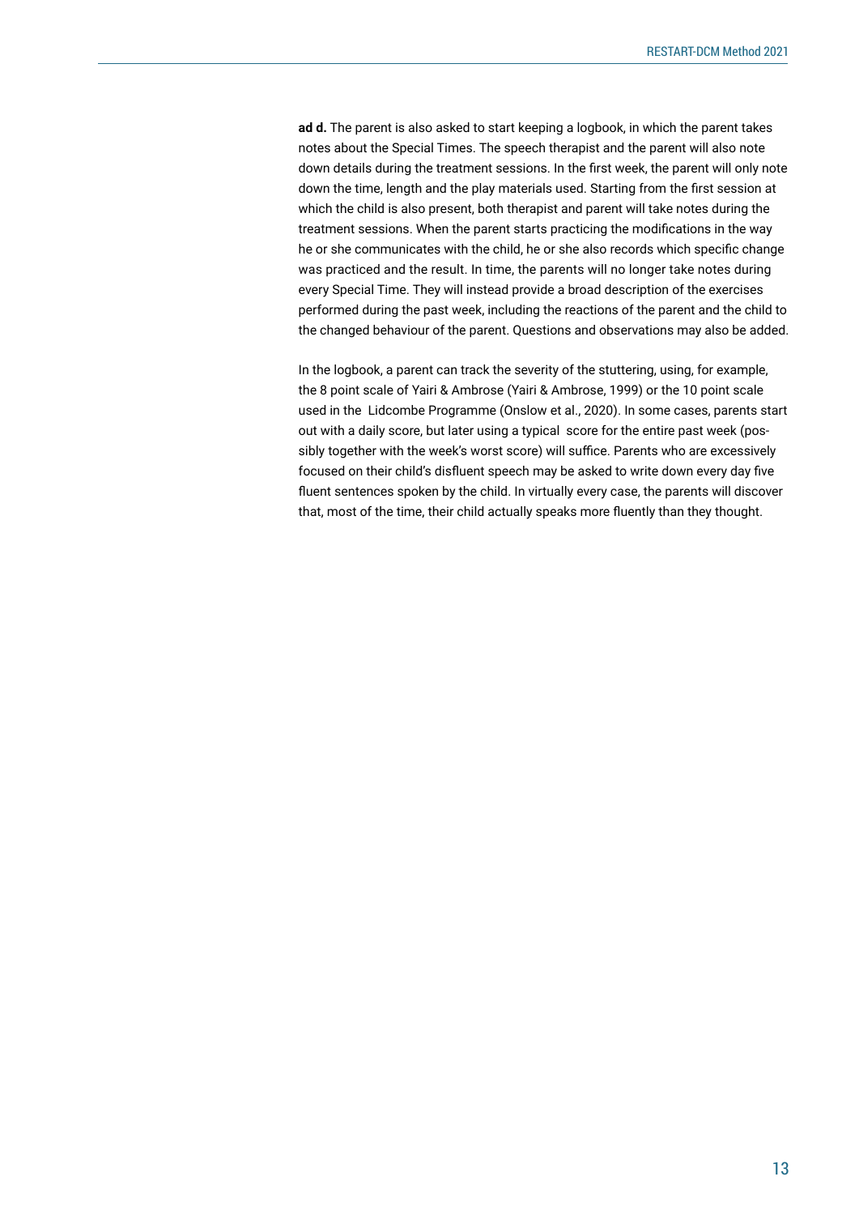**ad d.** The parent is also asked to start keeping a logbook, in which the parent takes notes about the Special Times. The speech therapist and the parent will also note down details during the treatment sessions. In the first week, the parent will only note down the time, length and the play materials used. Starting from the first session at which the child is also present, both therapist and parent will take notes during the treatment sessions. When the parent starts practicing the modifications in the way he or she communicates with the child, he or she also records which specific change was practiced and the result. In time, the parents will no longer take notes during every Special Time. They will instead provide a broad description of the exercises performed during the past week, including the reactions of the parent and the child to the changed behaviour of the parent. Questions and observations may also be added.

In the logbook, a parent can track the severity of the stuttering, using, for example, the 8 point scale of Yairi & Ambrose (Yairi & Ambrose, 1999) or the 10 point scale used in the Lidcombe Programme (Onslow et al., 2020). In some cases, parents start out with a daily score, but later using a typical score for the entire past week (possibly together with the week's worst score) will suffice. Parents who are excessively focused on their child's disfluent speech may be asked to write down every day five fluent sentences spoken by the child. In virtually every case, the parents will discover that, most of the time, their child actually speaks more fluently than they thought.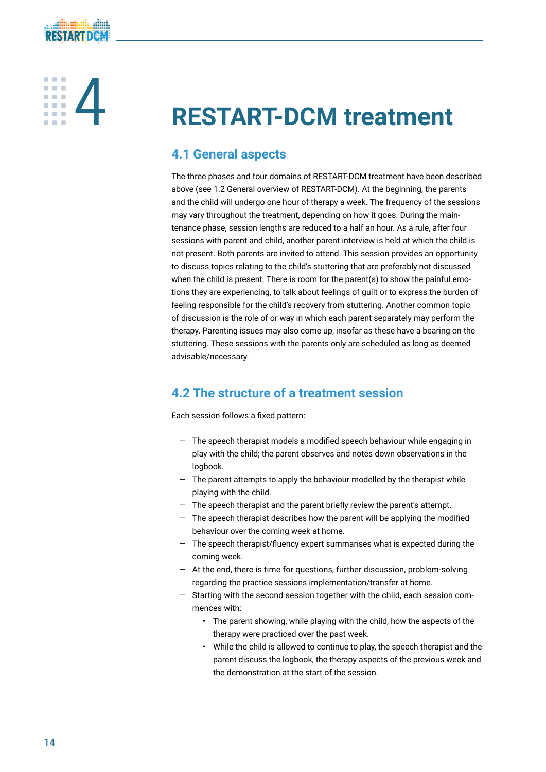# 4 RESTART-DCM treatment

## 4.1 General aspects

The three phases and four domains of RESTART-DCM treatment have been described above (see 1.2 General overview of RESTART-DCM). At the beginning, the parents and the child will undergo one hour of therapy a week. The frequency of the sessions may vary throughout the treatment, depending on how it goes. During the maintenance phase, session lengths are reduced to a half an hour. As a rule, after four sessions with parent and child, another parent interview is held at which the child is not present. Both parents are invited to attend. This session provides an opportunity to discuss topics relating to the child's stuttering that are preferably not discussed when the child is present. There is room for the parent(s) to show the painful emotions they are experiencing, to talk about feelings of guilt or to express the burden of feeling responsible for the child's recovery from stuttering. Another common topic of discussion is the role of or way in which each parent separately may perform the therapy. Parenting issues may also come up, insofar as these have a bearing on the stuttering. These sessions with the parents only are scheduled as long as deemed advisable/necessary.

## 4.2 The structure of a treatment session

Each session follows a fixed pattern:

- The speech therapist models a modified speech behaviour while engaging in play with the child; the parent observes and notes down observations in the logbook.
- The parent attempts to apply the behaviour modelled by the therapist while playing with the child.
- The speech therapist and the parent briefly review the parent's attempt.
- The speech therapist describes how the parent will be applying the modified behaviour over the coming week at home.
- The speech therapist/fluency expert summarises what is expected during the coming week.
- At the end, there is time for questions, further discussion, problem-solving regarding the practice sessions implementation/transfer at home.
- Starting with the second session together with the child, each session commences with:
  - The parent showing, while playing with the child, how the aspects of the therapy were practiced over the past week.
  - While the child is allowed to continue to play, the speech therapist and the parent discuss the logbook, the therapy aspects of the previous week and the demonstration at the start of the session.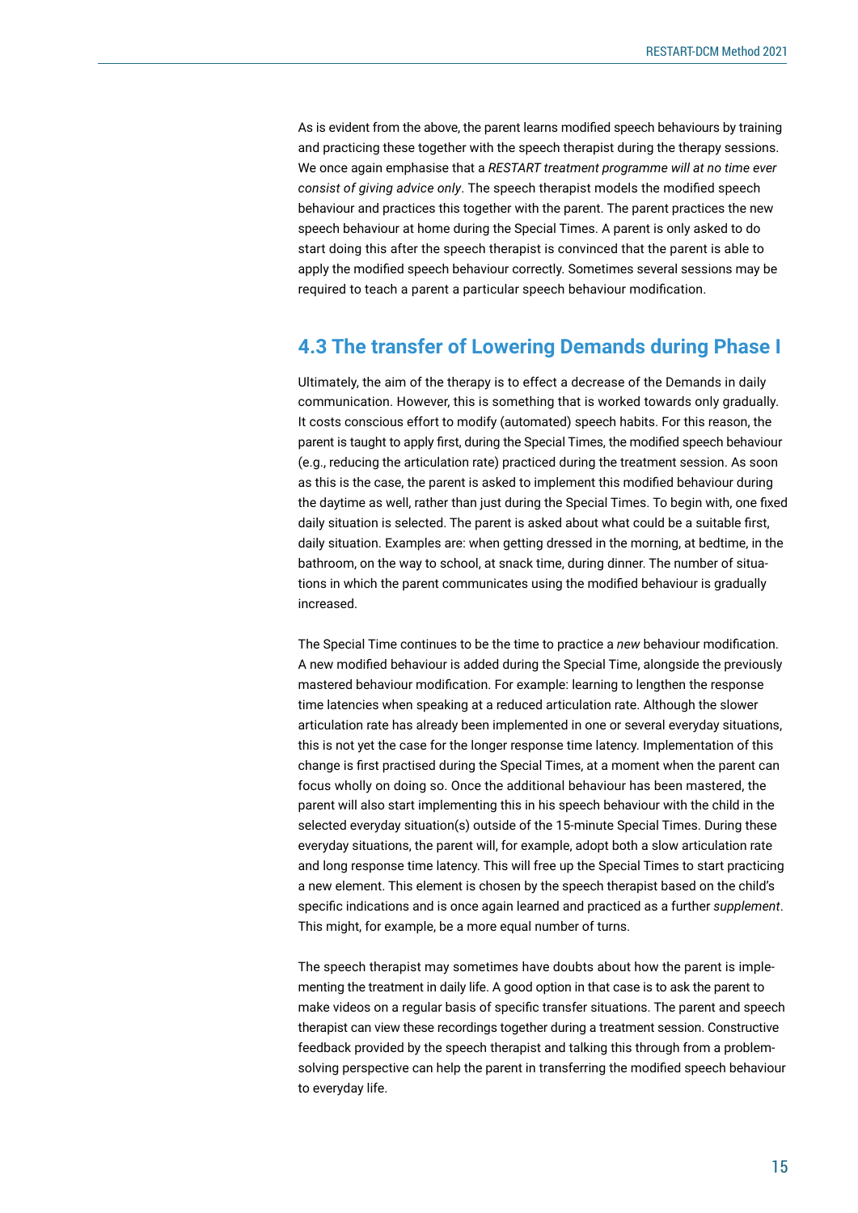As is evident from the above, the parent learns modified speech behaviours by training and practicing these together with the speech therapist during the therapy sessions. We once again emphasise that a *RESTART treatment programme will at no time ever consist of giving advice only*. The speech therapist models the modified speech behaviour and practices this together with the parent. The parent practices the new speech behaviour at home during the Special Times. A parent is only asked to do start doing this after the speech therapist is convinced that the parent is able to apply the modified speech behaviour correctly. Sometimes several sessions may be required to teach a parent a particular speech behaviour modification.

## 4.3 The transfer of Lowering Demands during Phase I

Ultimately, the aim of the therapy is to effect a decrease of the Demands in daily communication. However, this is something that is worked towards only gradually. It costs conscious effort to modify (automated) speech habits. For this reason, the parent is taught to apply first, during the Special Times, the modified speech behaviour (e.g., reducing the articulation rate) practiced during the treatment session. As soon as this is the case, the parent is asked to implement this modified behaviour during the daytime as well, rather than just during the Special Times. To begin with, one fixed daily situation is selected. The parent is asked about what could be a suitable first, daily situation. Examples are: when getting dressed in the morning, at bedtime, in the bathroom, on the way to school, at snack time, during dinner. The number of situations in which the parent communicates using the modified behaviour is gradually increased.

The Special Time continues to be the time to practice a *new* behaviour modification. A new modified behaviour is added during the Special Time, alongside the previously mastered behaviour modification. For example: learning to lengthen the response time latencies when speaking at a reduced articulation rate. Although the slower articulation rate has already been implemented in one or several everyday situations, this is not yet the case for the longer response time latency. Implementation of this change is first practised during the Special Times, at a moment when the parent can focus wholly on doing so. Once the additional behaviour has been mastered, the parent will also start implementing this in his speech behaviour with the child in the selected everyday situation(s) outside of the 15-minute Special Times. During these everyday situations, the parent will, for example, adopt both a slow articulation rate and long response time latency. This will free up the Special Times to start practicing a new element. This element is chosen by the speech therapist based on the child's specific indications and is once again learned and practiced as a further *supplement*. This might, for example, be a more equal number of turns.

The speech therapist may sometimes have doubts about how the parent is implementing the treatment in daily life. A good option in that case is to ask the parent to make videos on a regular basis of specific transfer situations. The parent and speech therapist can view these recordings together during a treatment session. Constructive feedback provided by the speech therapist and talking this through from a problem-solving perspective can help the parent in transferring the modified speech behaviour to everyday life.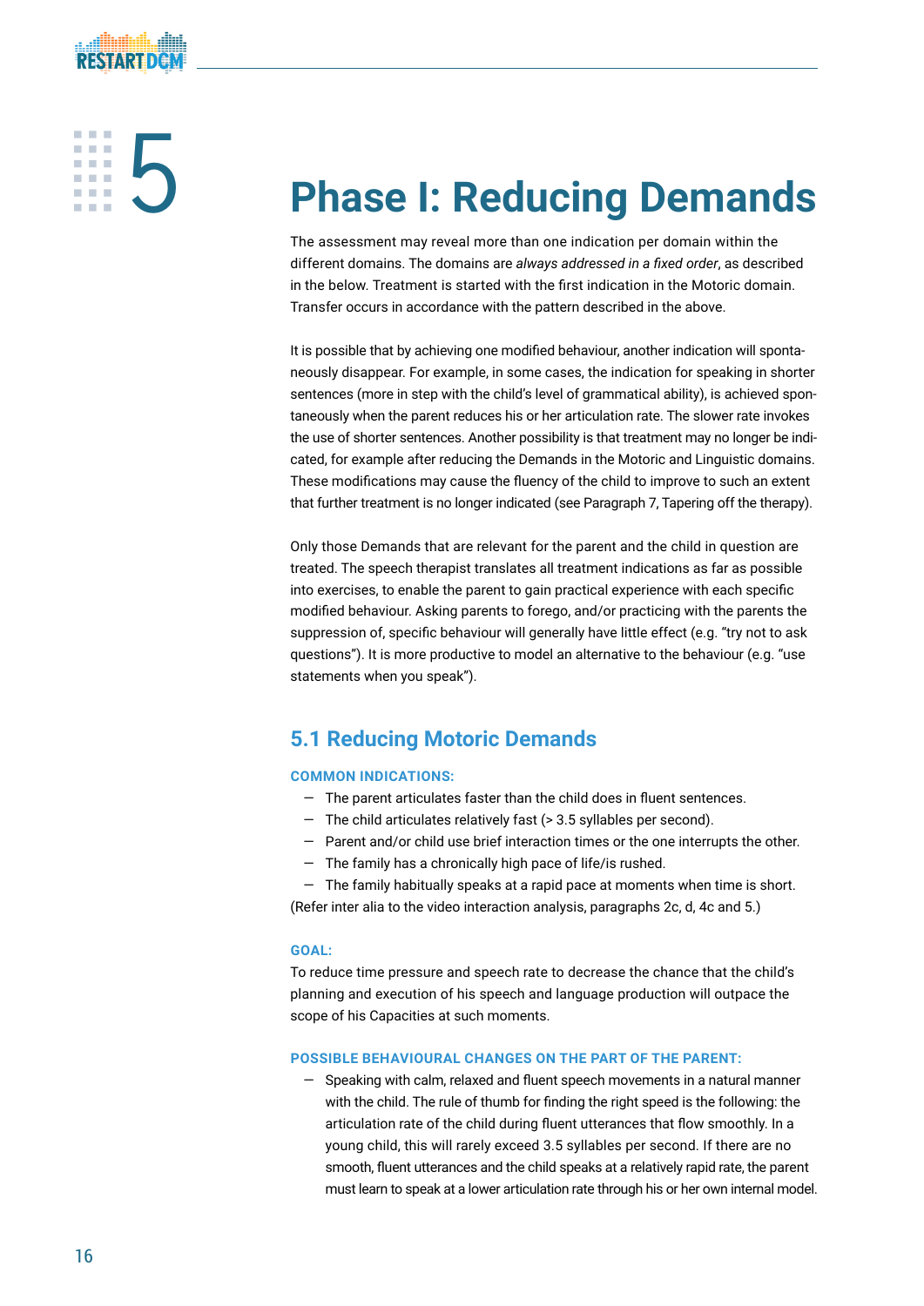# 5 Phase I: Reducing Demands

The assessment may reveal more than one indication per domain within the different domains. The domains are *always addressed in a fixed order*, as described in the below. Treatment is started with the first indication in the Motoric domain. Transfer occurs in accordance with the pattern described in the above.

It is possible that by achieving one modified behaviour, another indication will spontaneously disappear. For example, in some cases, the indication for speaking in shorter sentences (more in step with the child's level of grammatical ability), is achieved spontaneously when the parent reduces his or her articulation rate. The slower rate invokes the use of shorter sentences. Another possibility is that treatment may no longer be indicated, for example after reducing the Demands in the Motoric and Linguistic domains. These modifications may cause the fluency of the child to improve to such an extent that further treatment is no longer indicated (see Paragraph 7, Tapering off the therapy).

Only those Demands that are relevant for the parent and the child in question are treated. The speech therapist translates all treatment indications as far as possible into exercises, to enable the parent to gain practical experience with each specific modified behaviour. Asking parents to forego, and/or practicing with the parents the suppression of, specific behaviour will generally have little effect (e.g. "try not to ask questions"). It is more productive to model an alternative to the behaviour (e.g. "use statements when you speak").

## 5.1 Reducing Motoric Demands

**COMMON INDICATIONS:**

- The parent articulates faster than the child does in fluent sentences.
- The child articulates relatively fast (> 3.5 syllables per second).
- Parent and/or child use brief interaction times or the one interrupts the other.
- The family has a chronically high pace of life/is rushed.
- The family habitually speaks at a rapid pace at moments when time is short.

(Refer inter alia to the video interaction analysis, paragraphs 2c, d, 4c and 5.)

**GOAL:**

To reduce time pressure and speech rate to decrease the chance that the child's planning and execution of his speech and language production will outpace the scope of his Capacities at such moments.

**POSSIBLE BEHAVIOURAL CHANGES ON THE PART OF THE PARENT:**

- Speaking with calm, relaxed and fluent speech movements in a natural manner with the child. The rule of thumb for finding the right speed is the following: the articulation rate of the child during fluent utterances that flow smoothly. In a young child, this will rarely exceed 3.5 syllables per second. If there are no smooth, fluent utterances and the child speaks at a relatively rapid rate, the parent must learn to speak at a lower articulation rate through his or her own internal model.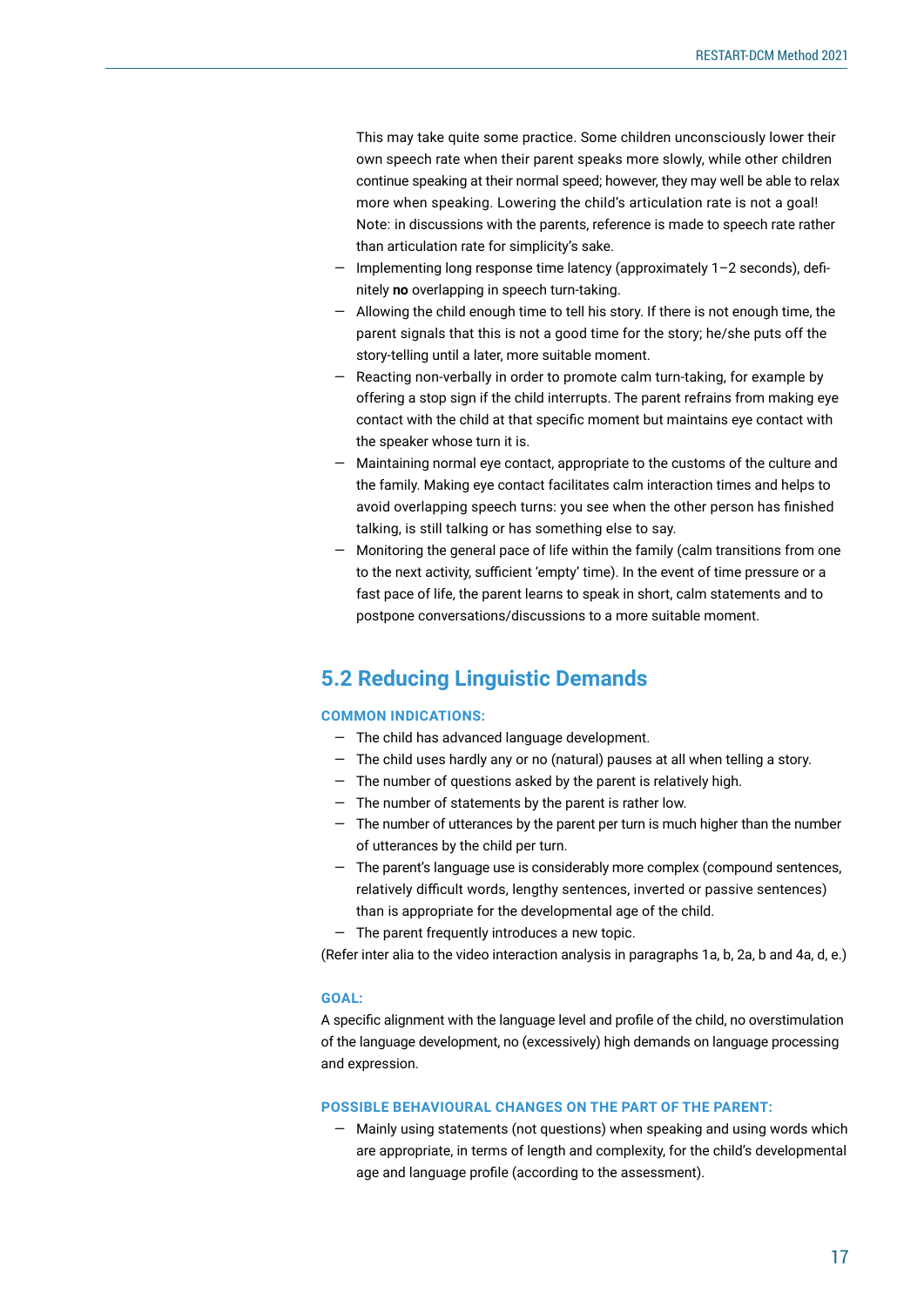This may take quite some practice. Some children unconsciously lower their own speech rate when their parent speaks more slowly, while other children continue speaking at their normal speed; however, they may well be able to relax more when speaking. Lowering the child's articulation rate is not a goal! Note: in discussions with the parents, reference is made to speech rate rather than articulation rate for simplicity's sake.

- Implementing long response time latency (approximately 1–2 seconds), definitely **no** overlapping in speech turn-taking.
- Allowing the child enough time to tell his story. If there is not enough time, the parent signals that this is not a good time for the story; he/she puts off the story-telling until a later, more suitable moment.
- Reacting non-verbally in order to promote calm turn-taking, for example by offering a stop sign if the child interrupts. The parent refrains from making eye contact with the child at that specific moment but maintains eye contact with the speaker whose turn it is.
- Maintaining normal eye contact, appropriate to the customs of the culture and the family. Making eye contact facilitates calm interaction times and helps to avoid overlapping speech turns: you see when the other person has finished talking, is still talking or has something else to say.
- Monitoring the general pace of life within the family (calm transitions from one to the next activity, sufficient 'empty' time). In the event of time pressure or a fast pace of life, the parent learns to speak in short, calm statements and to postpone conversations/discussions to a more suitable moment.

## 5.2 Reducing Linguistic Demands

**COMMON INDICATIONS:**

- The child has advanced language development.
- The child uses hardly any or no (natural) pauses at all when telling a story.
- The number of questions asked by the parent is relatively high.
- The number of statements by the parent is rather low.
- The number of utterances by the parent per turn is much higher than the number of utterances by the child per turn.
- The parent's language use is considerably more complex (compound sentences, relatively difficult words, lengthy sentences, inverted or passive sentences) than is appropriate for the developmental age of the child.
- The parent frequently introduces a new topic.

(Refer inter alia to the video interaction analysis in paragraphs 1a, b, 2a, b and 4a, d, e.)

**GOAL:**

A specific alignment with the language level and profile of the child, no overstimulation of the language development, no (excessively) high demands on language processing and expression.

**POSSIBLE BEHAVIOURAL CHANGES ON THE PART OF THE PARENT:**

- Mainly using statements (not questions) when speaking and using words which are appropriate, in terms of length and complexity, for the child's developmental age and language profile (according to the assessment).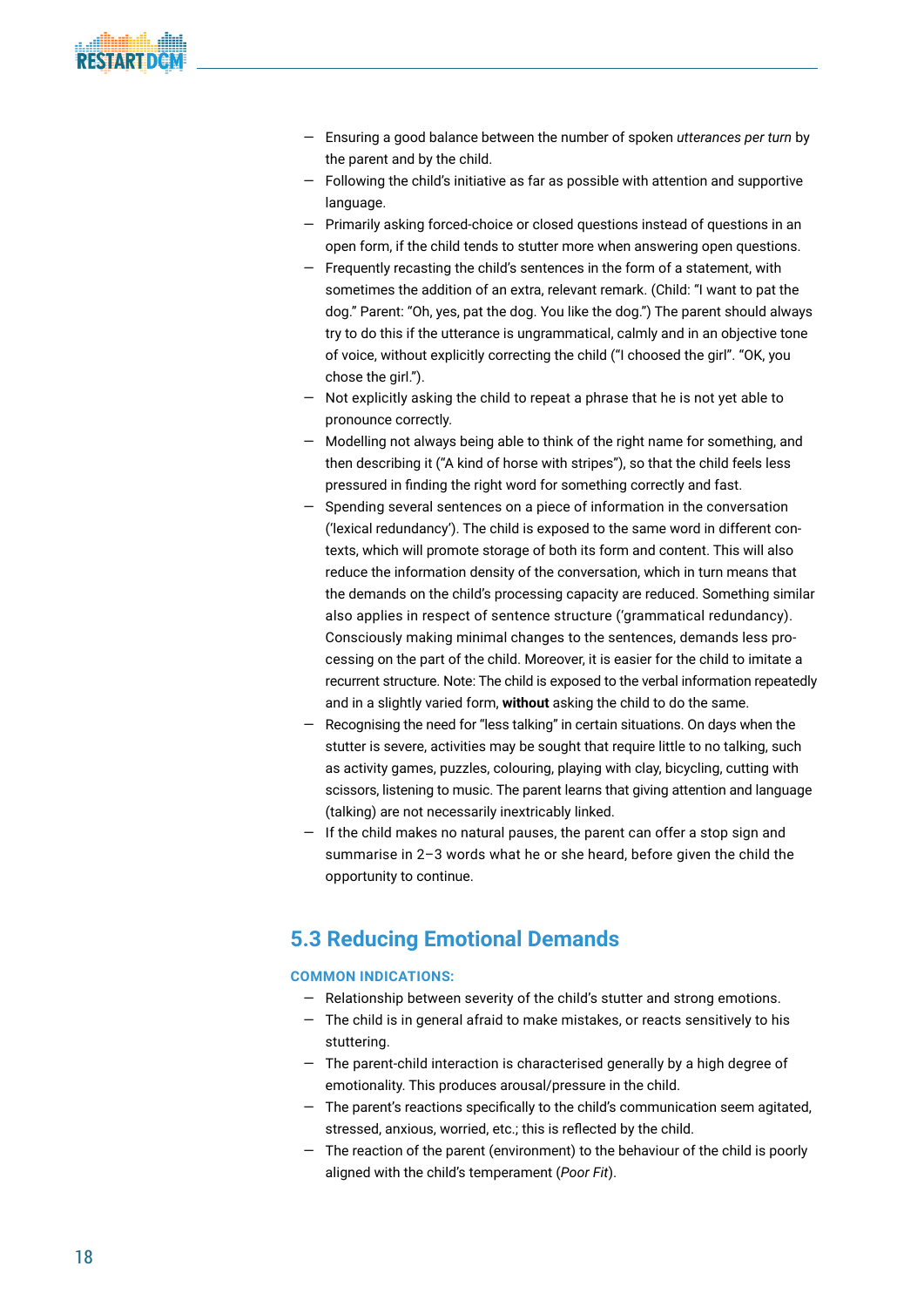- Ensuring a good balance between the number of spoken *utterances per turn* by the parent and by the child.
- Following the child's initiative as far as possible with attention and supportive language.
- Primarily asking forced-choice or closed questions instead of questions in an open form, if the child tends to stutter more when answering open questions.
- Frequently recasting the child's sentences in the form of a statement, with sometimes the addition of an extra, relevant remark. (Child: "I want to pat the dog." Parent: "Oh, yes, pat the dog. You like the dog.") The parent should always try to do this if the utterance is ungrammatical, calmly and in an objective tone of voice, without explicitly correcting the child ("I choosed the girl". "OK, you chose the girl.").
- Not explicitly asking the child to repeat a phrase that he is not yet able to pronounce correctly.
- Modelling not always being able to think of the right name for something, and then describing it ("A kind of horse with stripes"), so that the child feels less pressured in finding the right word for something correctly and fast.
- Spending several sentences on a piece of information in the conversation ('lexical redundancy'). The child is exposed to the same word in different contexts, which will promote storage of both its form and content. This will also reduce the information density of the conversation, which in turn means that the demands on the child's processing capacity are reduced. Something similar also applies in respect of sentence structure ('grammatical redundancy). Consciously making minimal changes to the sentences, demands less processing on the part of the child. Moreover, it is easier for the child to imitate a recurrent structure. Note: The child is exposed to the verbal information repeatedly and in a slightly varied form, **without** asking the child to do the same.
- Recognising the need for "less talking" in certain situations. On days when the stutter is severe, activities may be sought that require little to no talking, such as activity games, puzzles, colouring, playing with clay, bicycling, cutting with scissors, listening to music. The parent learns that giving attention and language (talking) are not necessarily inextricably linked.
- If the child makes no natural pauses, the parent can offer a stop sign and summarise in 2–3 words what he or she heard, before given the child the opportunity to continue.

## 5.3 Reducing Emotional Demands

**COMMON INDICATIONS:**

- Relationship between severity of the child's stutter and strong emotions.
- The child is in general afraid to make mistakes, or reacts sensitively to his stuttering.
- The parent-child interaction is characterised generally by a high degree of emotionality. This produces arousal/pressure in the child.
- The parent's reactions specifically to the child's communication seem agitated, stressed, anxious, worried, etc.; this is reflected by the child.
- The reaction of the parent (environment) to the behaviour of the child is poorly aligned with the child's temperament (*Poor Fit*).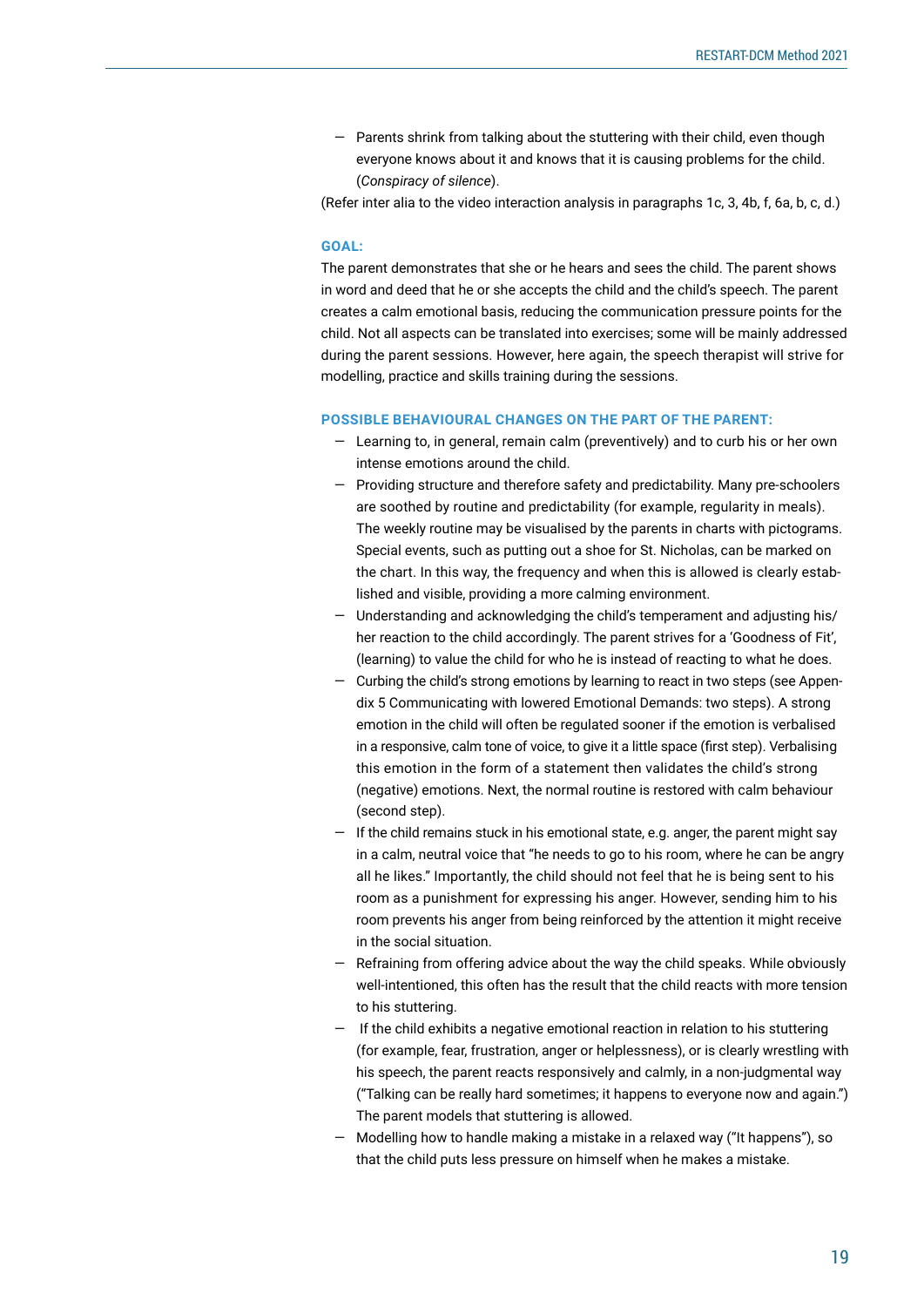- Parents shrink from talking about the stuttering with their child, even though everyone knows about it and knows that it is causing problems for the child. (*Conspiracy of silence*).

(Refer inter alia to the video interaction analysis in paragraphs 1c, 3, 4b, f, 6a, b, c, d.)

### GOAL:

The parent demonstrates that she or he hears and sees the child. The parent shows in word and deed that he or she accepts the child and the child's speech. The parent creates a calm emotional basis, reducing the communication pressure points for the child. Not all aspects can be translated into exercises; some will be mainly addressed during the parent sessions. However, here again, the speech therapist will strive for modelling, practice and skills training during the sessions.

### POSSIBLE BEHAVIOURAL CHANGES ON THE PART OF THE PARENT:

- Learning to, in general, remain calm (preventively) and to curb his or her own intense emotions around the child.
- Providing structure and therefore safety and predictability. Many pre-schoolers are soothed by routine and predictability (for example, regularity in meals). The weekly routine may be visualised by the parents in charts with pictograms. Special events, such as putting out a shoe for St. Nicholas, can be marked on the chart. In this way, the frequency and when this is allowed is clearly established and visible, providing a more calming environment.
- Understanding and acknowledging the child's temperament and adjusting his/her reaction to the child accordingly. The parent strives for a 'Goodness of Fit', (learning) to value the child for who he is instead of reacting to what he does.
- Curbing the child's strong emotions by learning to react in two steps (see Appendix 5 Communicating with lowered Emotional Demands: two steps). A strong emotion in the child will often be regulated sooner if the emotion is verbalised in a responsive, calm tone of voice, to give it a little space (first step). Verbalising this emotion in the form of a statement then validates the child's strong (negative) emotions. Next, the normal routine is restored with calm behaviour (second step).
- If the child remains stuck in his emotional state, e.g. anger, the parent might say in a calm, neutral voice that "he needs to go to his room, where he can be angry all he likes." Importantly, the child should not feel that he is being sent to his room as a punishment for expressing his anger. However, sending him to his room prevents his anger from being reinforced by the attention it might receive in the social situation.
- Refraining from offering advice about the way the child speaks. While obviously well-intentioned, this often has the result that the child reacts with more tension to his stuttering.
- If the child exhibits a negative emotional reaction in relation to his stuttering (for example, fear, frustration, anger or helplessness), or is clearly wrestling with his speech, the parent reacts responsively and calmly, in a non-judgmental way ("Talking can be really hard sometimes; it happens to everyone now and again.") The parent models that stuttering is allowed.
- Modelling how to handle making a mistake in a relaxed way ("It happens"), so that the child puts less pressure on himself when he makes a mistake.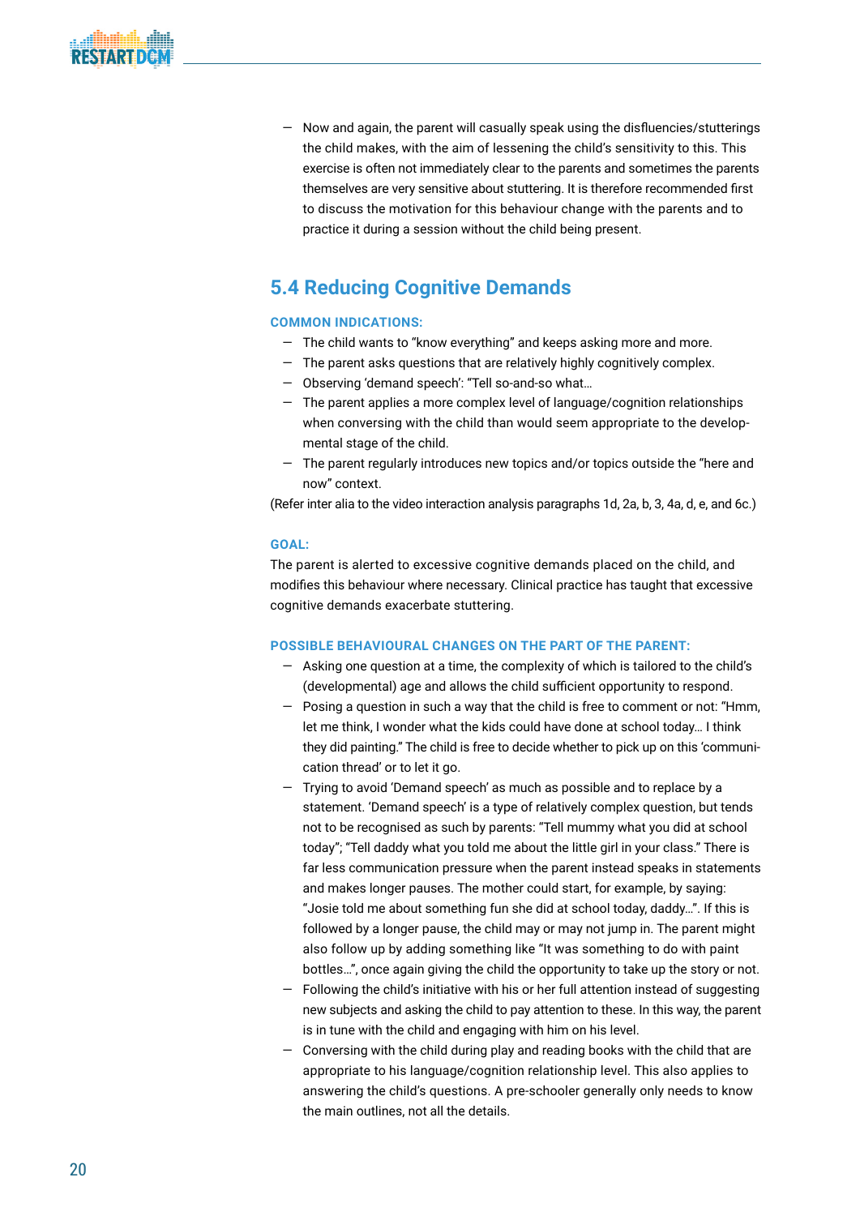- Now and again, the parent will casually speak using the disfluencies/stutterings the child makes, with the aim of lessening the child's sensitivity to this. This exercise is often not immediately clear to the parents and sometimes the parents themselves are very sensitive about stuttering. It is therefore recommended first to discuss the motivation for this behaviour change with the parents and to practice it during a session without the child being present.

## 5.4 Reducing Cognitive Demands

### COMMON INDICATIONS:

- The child wants to "know everything" and keeps asking more and more.
- The parent asks questions that are relatively highly cognitively complex.
- Observing 'demand speech': "Tell so-and-so what…
- The parent applies a more complex level of language/cognition relationships when conversing with the child than would seem appropriate to the developmental stage of the child.
- The parent regularly introduces new topics and/or topics outside the "here and now" context.

(Refer inter alia to the video interaction analysis paragraphs 1d, 2a, b, 3, 4a, d, e, and 6c.)

### GOAL:

The parent is alerted to excessive cognitive demands placed on the child, and modifies this behaviour where necessary. Clinical practice has taught that excessive cognitive demands exacerbate stuttering.

### POSSIBLE BEHAVIOURAL CHANGES ON THE PART OF THE PARENT:

- Asking one question at a time, the complexity of which is tailored to the child's (developmental) age and allows the child sufficient opportunity to respond.
- Posing a question in such a way that the child is free to comment or not: "Hmm, let me think, I wonder what the kids could have done at school today… I think they did painting." The child is free to decide whether to pick up on this 'communication thread' or to let it go.
- Trying to avoid 'Demand speech' as much as possible and to replace by a statement. 'Demand speech' is a type of relatively complex question, but tends not to be recognised as such by parents: "Tell mummy what you did at school today"; "Tell daddy what you told me about the little girl in your class." There is far less communication pressure when the parent instead speaks in statements and makes longer pauses. The mother could start, for example, by saying: "Josie told me about something fun she did at school today, daddy…". If this is followed by a longer pause, the child may or may not jump in. The parent might also follow up by adding something like "It was something to do with paint bottles…", once again giving the child the opportunity to take up the story or not.
- Following the child's initiative with his or her full attention instead of suggesting new subjects and asking the child to pay attention to these. In this way, the parent is in tune with the child and engaging with him on his level.
- Conversing with the child during play and reading books with the child that are appropriate to his language/cognition relationship level. This also applies to answering the child's questions. A pre-schooler generally only needs to know the main outlines, not all the details.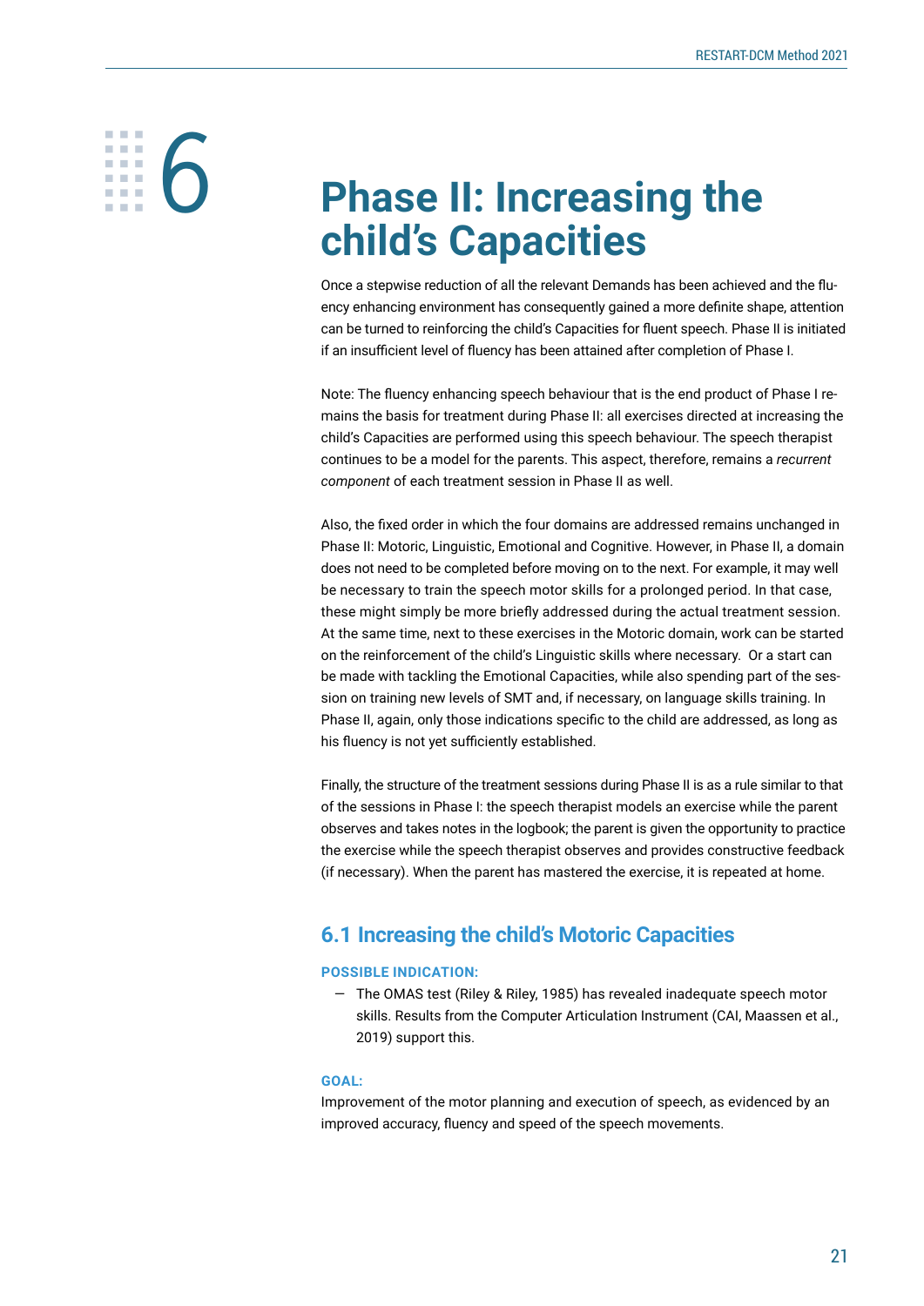# 6 Phase II: Increasing the child's Capacities

Once a stepwise reduction of all the relevant Demands has been achieved and the fluency enhancing environment has consequently gained a more definite shape, attention can be turned to reinforcing the child's Capacities for fluent speech. Phase II is initiated if an insufficient level of fluency has been attained after completion of Phase I.

Note: The fluency enhancing speech behaviour that is the end product of Phase I remains the basis for treatment during Phase II: all exercises directed at increasing the child's Capacities are performed using this speech behaviour. The speech therapist continues to be a model for the parents. This aspect, therefore, remains a *recurrent component* of each treatment session in Phase II as well.

Also, the fixed order in which the four domains are addressed remains unchanged in Phase II: Motoric, Linguistic, Emotional and Cognitive. However, in Phase II, a domain does not need to be completed before moving on to the next. For example, it may well be necessary to train the speech motor skills for a prolonged period. In that case, these might simply be more briefly addressed during the actual treatment session. At the same time, next to these exercises in the Motoric domain, work can be started on the reinforcement of the child's Linguistic skills where necessary. Or a start can be made with tackling the Emotional Capacities, while also spending part of the session on training new levels of SMT and, if necessary, on language skills training. In Phase II, again, only those indications specific to the child are addressed, as long as his fluency is not yet sufficiently established.

Finally, the structure of the treatment sessions during Phase II is as a rule similar to that of the sessions in Phase I: the speech therapist models an exercise while the parent observes and takes notes in the logbook; the parent is given the opportunity to practice the exercise while the speech therapist observes and provides constructive feedback (if necessary). When the parent has mastered the exercise, it is repeated at home.

## 6.1 Increasing the child's Motoric Capacities

**POSSIBLE INDICATION:**

- The OMAS test (Riley & Riley, 1985) has revealed inadequate speech motor skills. Results from the Computer Articulation Instrument (CAI, Maassen et al., 2019) support this.

**GOAL:**

Improvement of the motor planning and execution of speech, as evidenced by an improved accuracy, fluency and speed of the speech movements.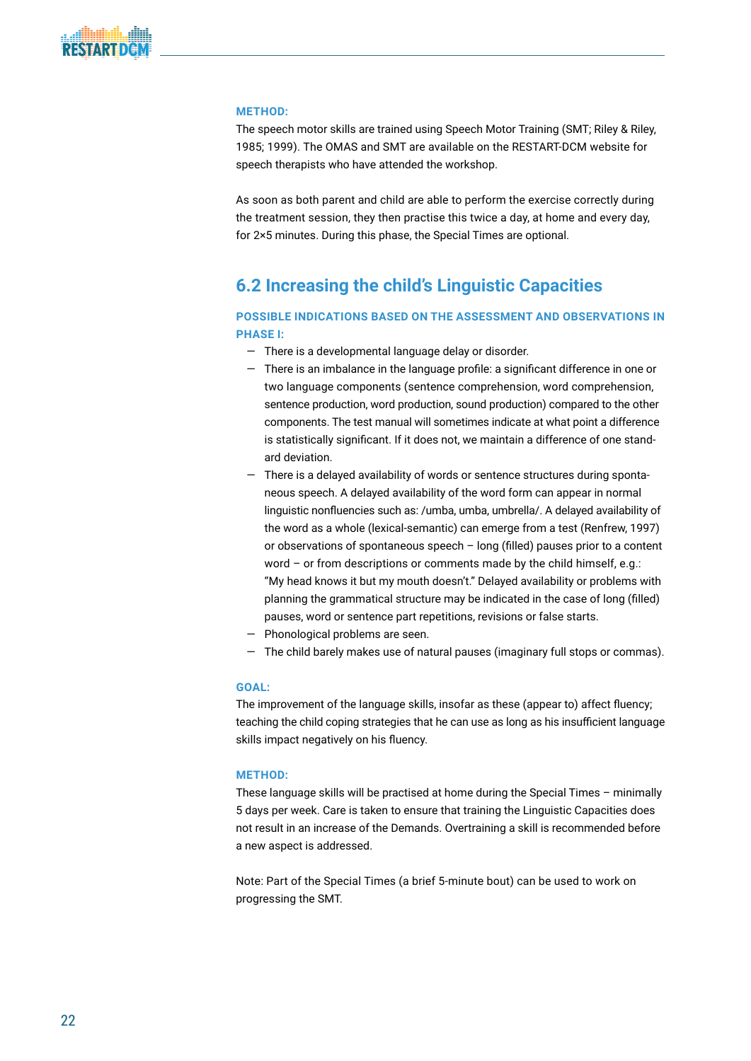**METHOD:**

The speech motor skills are trained using Speech Motor Training (SMT; Riley & Riley, 1985; 1999). The OMAS and SMT are available on the RESTART-DCM website for speech therapists who have attended the workshop.

As soon as both parent and child are able to perform the exercise correctly during the treatment session, they then practise this twice a day, at home and every day, for 2×5 minutes. During this phase, the Special Times are optional.

## 6.2 Increasing the child's Linguistic Capacities

**POSSIBLE INDICATIONS BASED ON THE ASSESSMENT AND OBSERVATIONS IN PHASE I:**

- There is a developmental language delay or disorder.
- There is an imbalance in the language profile: a significant difference in one or two language components (sentence comprehension, word comprehension, sentence production, word production, sound production) compared to the other components. The test manual will sometimes indicate at what point a difference is statistically significant. If it does not, we maintain a difference of one standard deviation.
- There is a delayed availability of words or sentence structures during spontaneous speech. A delayed availability of the word form can appear in normal linguistic nonfluencies such as: /umba, umba, umbrella/. A delayed availability of the word as a whole (lexical-semantic) can emerge from a test (Renfrew, 1997) or observations of spontaneous speech – long (filled) pauses prior to a content word – or from descriptions or comments made by the child himself, e.g.: "My head knows it but my mouth doesn't." Delayed availability or problems with planning the grammatical structure may be indicated in the case of long (filled) pauses, word or sentence part repetitions, revisions or false starts.
- Phonological problems are seen.
- The child barely makes use of natural pauses (imaginary full stops or commas).

**GOAL:**

The improvement of the language skills, insofar as these (appear to) affect fluency; teaching the child coping strategies that he can use as long as his insufficient language skills impact negatively on his fluency.

**METHOD:**

These language skills will be practised at home during the Special Times – minimally 5 days per week. Care is taken to ensure that training the Linguistic Capacities does not result in an increase of the Demands. Overtraining a skill is recommended before a new aspect is addressed.

Note: Part of the Special Times (a brief 5-minute bout) can be used to work on progressing the SMT.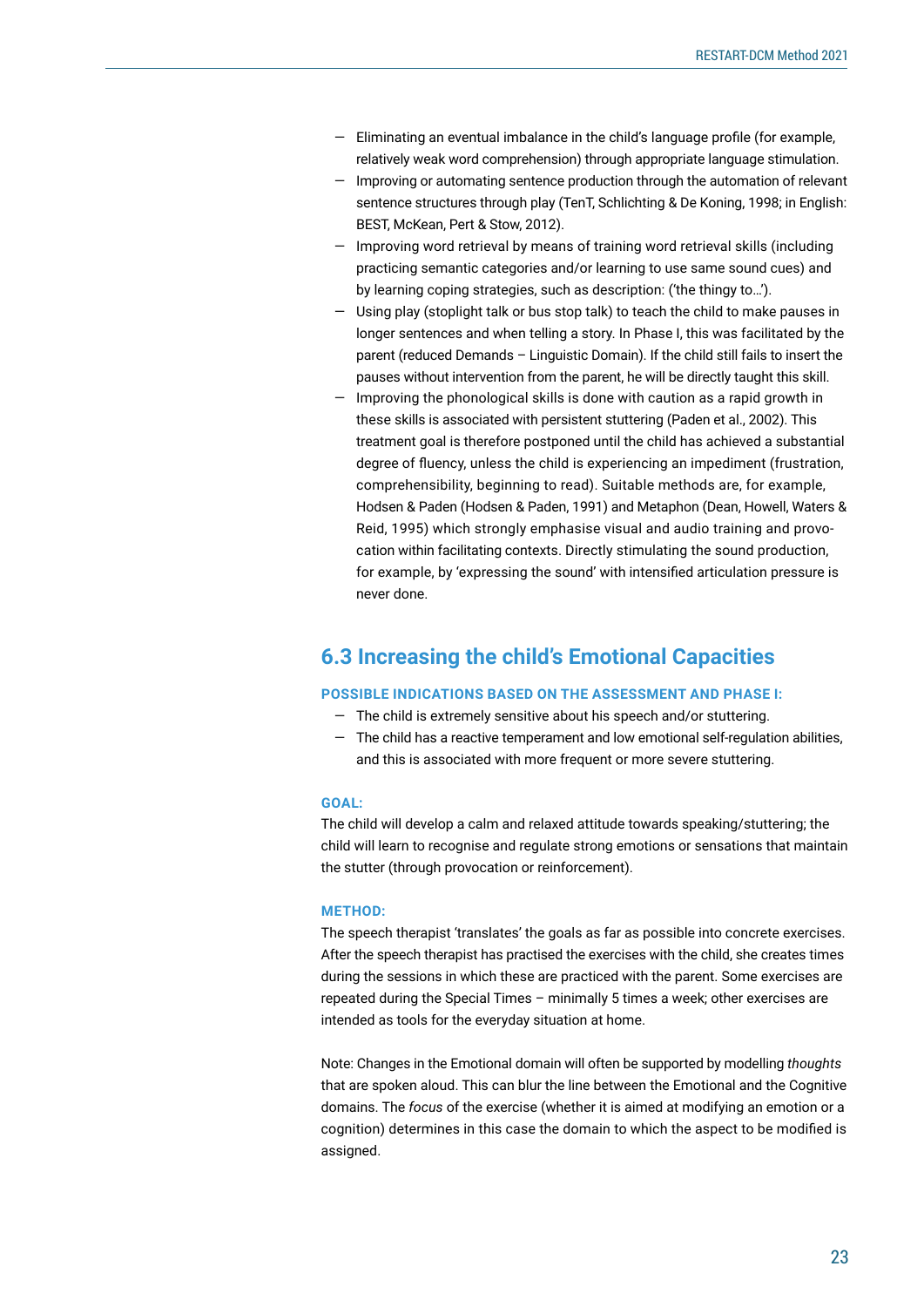- Eliminating an eventual imbalance in the child's language profile (for example, relatively weak word comprehension) through appropriate language stimulation.
- Improving or automating sentence production through the automation of relevant sentence structures through play (TenT, Schlichting & De Koning, 1998; in English: BEST, McKean, Pert & Stow, 2012).
- Improving word retrieval by means of training word retrieval skills (including practicing semantic categories and/or learning to use same sound cues) and by learning coping strategies, such as description: ('the thingy to...').
- Using play (stoplight talk or bus stop talk) to teach the child to make pauses in longer sentences and when telling a story. In Phase I, this was facilitated by the parent (reduced Demands – Linguistic Domain). If the child still fails to insert the pauses without intervention from the parent, he will be directly taught this skill.
- Improving the phonological skills is done with caution as a rapid growth in these skills is associated with persistent stuttering (Paden et al., 2002). This treatment goal is therefore postponed until the child has achieved a substantial degree of fluency, unless the child is experiencing an impediment (frustration, comprehensibility, beginning to read). Suitable methods are, for example, Hodsen & Paden (Hodsen & Paden, 1991) and Metaphon (Dean, Howell, Waters & Reid, 1995) which strongly emphasise visual and audio training and provocation within facilitating contexts. Directly stimulating the sound production, for example, by 'expressing the sound' with intensified articulation pressure is never done.

## 6.3 Increasing the child's Emotional Capacities

**POSSIBLE INDICATIONS BASED ON THE ASSESSMENT AND PHASE I:**

- The child is extremely sensitive about his speech and/or stuttering.
- The child has a reactive temperament and low emotional self-regulation abilities, and this is associated with more frequent or more severe stuttering.

**GOAL:**

The child will develop a calm and relaxed attitude towards speaking/stuttering; the child will learn to recognise and regulate strong emotions or sensations that maintain the stutter (through provocation or reinforcement).

**METHOD:**

The speech therapist 'translates' the goals as far as possible into concrete exercises. After the speech therapist has practised the exercises with the child, she creates times during the sessions in which these are practiced with the parent. Some exercises are repeated during the Special Times – minimally 5 times a week; other exercises are intended as tools for the everyday situation at home.

Note: Changes in the Emotional domain will often be supported by modelling *thoughts* that are spoken aloud. This can blur the line between the Emotional and the Cognitive domains. The *focus* of the exercise (whether it is aimed at modifying an emotion or a cognition) determines in this case the domain to which the aspect to be modified is assigned.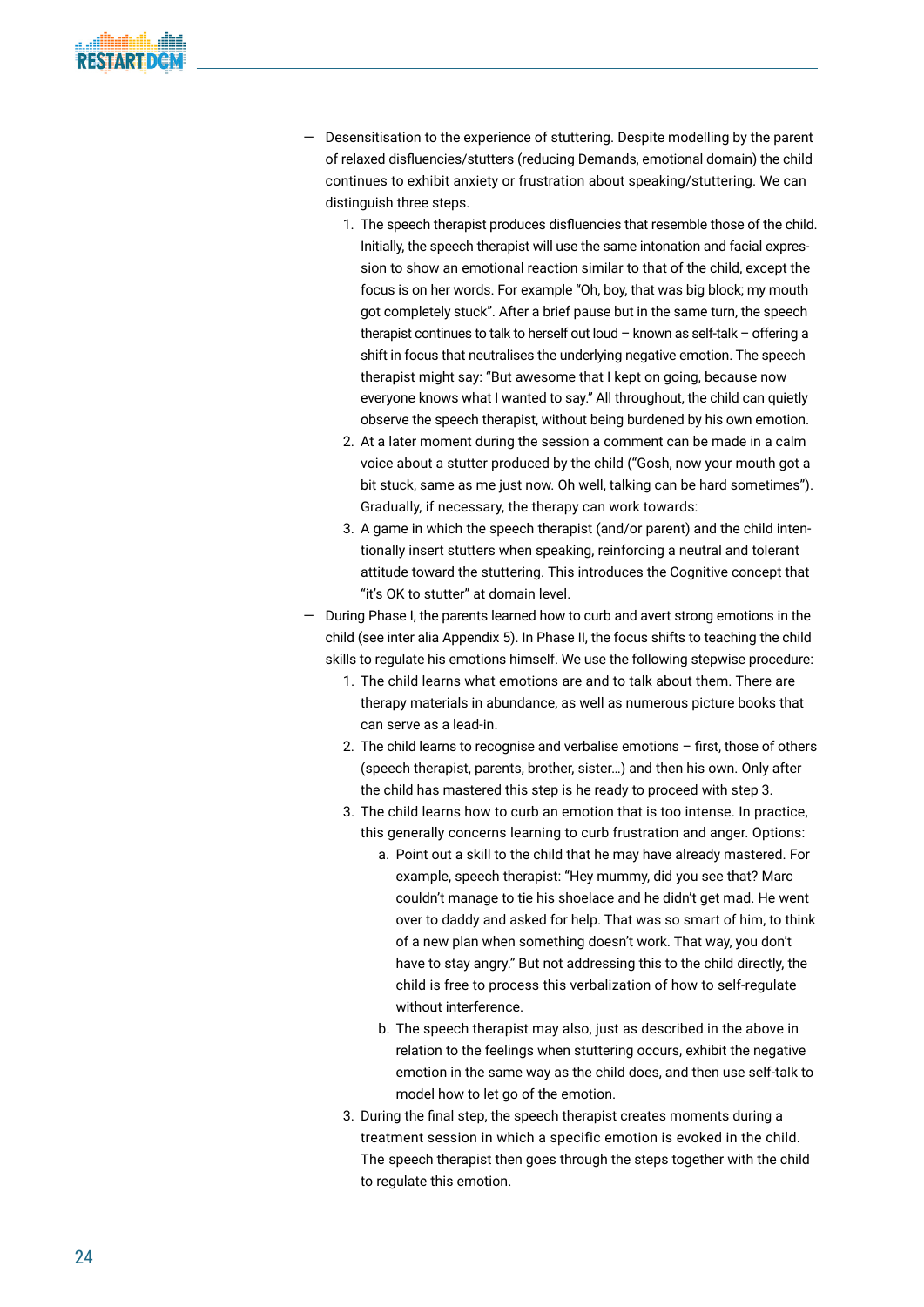- Desensitisation to the experience of stuttering. Despite modelling by the parent of relaxed disfluencies/stutters (reducing Demands, emotional domain) the child continues to exhibit anxiety or frustration about speaking/stuttering. We can distinguish three steps.
    1. The speech therapist produces disfluencies that resemble those of the child. Initially, the speech therapist will use the same intonation and facial expression to show an emotional reaction similar to that of the child, except the focus is on her words. For example "Oh, boy, that was big block; my mouth got completely stuck". After a brief pause but in the same turn, the speech therapist continues to talk to herself out loud – known as self-talk – offering a shift in focus that neutralises the underlying negative emotion. The speech therapist might say: "But awesome that I kept on going, because now everyone knows what I wanted to say." All throughout, the child can quietly observe the speech therapist, without being burdened by his own emotion.
    2. At a later moment during the session a comment can be made in a calm voice about a stutter produced by the child ("Gosh, now your mouth got a bit stuck, same as me just now. Oh well, talking can be hard sometimes"). Gradually, if necessary, the therapy can work towards:
    3. A game in which the speech therapist (and/or parent) and the child intentionally insert stutters when speaking, reinforcing a neutral and tolerant attitude toward the stuttering. This introduces the Cognitive concept that "it's OK to stutter" at domain level.
- During Phase I, the parents learned how to curb and avert strong emotions in the child (see inter alia Appendix 5). In Phase II, the focus shifts to teaching the child skills to regulate his emotions himself. We use the following stepwise procedure:
    1. The child learns what emotions are and to talk about them. There are therapy materials in abundance, as well as numerous picture books that can serve as a lead-in.
    2. The child learns to recognise and verbalise emotions – first, those of others (speech therapist, parents, brother, sister…) and then his own. Only after the child has mastered this step is he ready to proceed with step 3.
    3. The child learns how to curb an emotion that is too intense. In practice, this generally concerns learning to curb frustration and anger. Options:
        a. Point out a skill to the child that he may have already mastered. For example, speech therapist: "Hey mummy, did you see that? Marc couldn't manage to tie his shoelace and he didn't get mad. He went over to daddy and asked for help. That was so smart of him, to think of a new plan when something doesn't work. That way, you don't have to stay angry." But not addressing this to the child directly, the child is free to process this verbalization of how to self-regulate without interference.
        b. The speech therapist may also, just as described in the above in relation to the feelings when stuttering occurs, exhibit the negative emotion in the same way as the child does, and then use self-talk to model how to let go of the emotion.
    3. During the final step, the speech therapist creates moments during a treatment session in which a specific emotion is evoked in the child. The speech therapist then goes through the steps together with the child to regulate this emotion.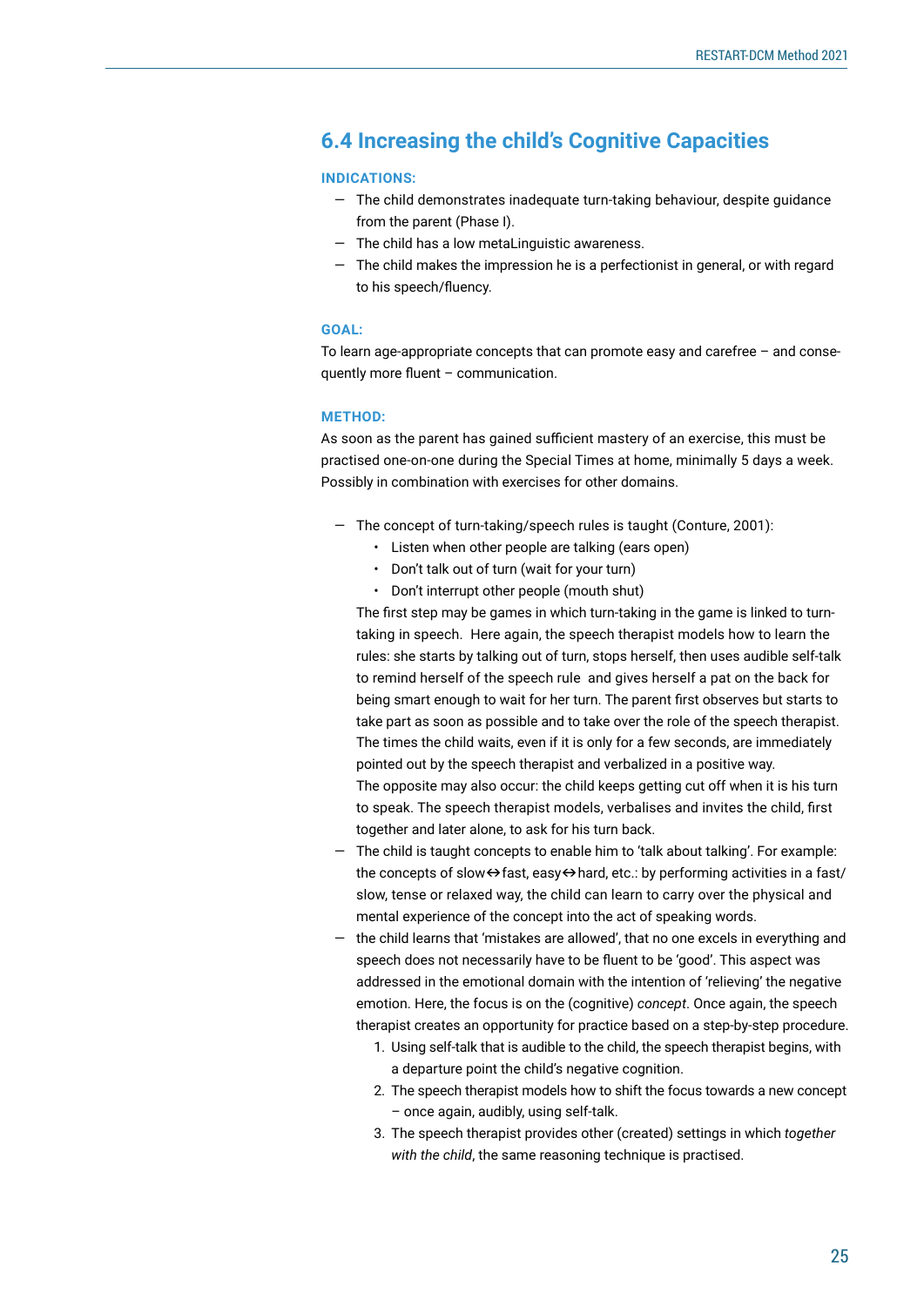## 6.4 Increasing the child's Cognitive Capacities

**INDICATIONS:**

- The child demonstrates inadequate turn-taking behaviour, despite guidance from the parent (Phase I).
- The child has a low metaLinguistic awareness.
- The child makes the impression he is a perfectionist in general, or with regard to his speech/fluency.

**GOAL:**

To learn age-appropriate concepts that can promote easy and carefree – and consequently more fluent – communication.

**METHOD:**

As soon as the parent has gained sufficient mastery of an exercise, this must be practised one-on-one during the Special Times at home, minimally 5 days a week. Possibly in combination with exercises for other domains.

- The concept of turn-taking/speech rules is taught (Conture, 2001):
  - Listen when other people are talking (ears open)
  - Don't talk out of turn (wait for your turn)
  - Don't interrupt other people (mouth shut)

  The first step may be games in which turn-taking in the game is linked to turn-taking in speech. Here again, the speech therapist models how to learn the rules: she starts by talking out of turn, stops herself, then uses audible self-talk to remind herself of the speech rule and gives herself a pat on the back for being smart enough to wait for her turn. The parent first observes but starts to take part as soon as possible and to take over the role of the speech therapist. The times the child waits, even if it is only for a few seconds, are immediately pointed out by the speech therapist and verbalized in a positive way.
  The opposite may also occur: the child keeps getting cut off when it is his turn to speak. The speech therapist models, verbalises and invites the child, first together and later alone, to ask for his turn back.
- The child is taught concepts to enable him to 'talk about talking'. For example: the concepts of slow↔fast, easy↔hard, etc.: by performing activities in a fast/slow, tense or relaxed way, the child can learn to carry over the physical and mental experience of the concept into the act of speaking words.
- the child learns that 'mistakes are allowed', that no one excels in everything and speech does not necessarily have to be fluent to be 'good'. This aspect was addressed in the emotional domain with the intention of 'relieving' the negative emotion. Here, the focus is on the (cognitive) *concept*. Once again, the speech therapist creates an opportunity for practice based on a step-by-step procedure.
  1. Using self-talk that is audible to the child, the speech therapist begins, with a departure point the child's negative cognition.
  2. The speech therapist models how to shift the focus towards a new concept – once again, audibly, using self-talk.
  3. The speech therapist provides other (created) settings in which *together with the child*, the same reasoning technique is practised.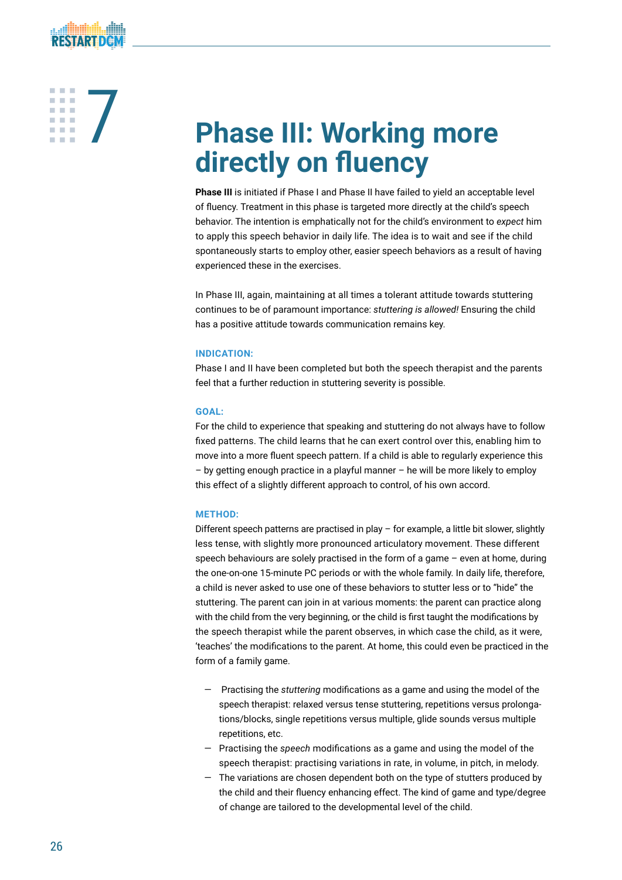# 7 Phase III: Working more directly on fluency

**Phase III** is initiated if Phase I and Phase II have failed to yield an acceptable level of fluency. Treatment in this phase is targeted more directly at the child's speech behavior. The intention is emphatically not for the child's environment to *expect* him to apply this speech behavior in daily life. The idea is to wait and see if the child spontaneously starts to employ other, easier speech behaviors as a result of having experienced these in the exercises.

In Phase III, again, maintaining at all times a tolerant attitude towards stuttering continues to be of paramount importance: *stuttering is allowed!* Ensuring the child has a positive attitude towards communication remains key.

**INDICATION:**

Phase I and II have been completed but both the speech therapist and the parents feel that a further reduction in stuttering severity is possible.

**GOAL:**

For the child to experience that speaking and stuttering do not always have to follow fixed patterns. The child learns that he can exert control over this, enabling him to move into a more fluent speech pattern. If a child is able to regularly experience this – by getting enough practice in a playful manner – he will be more likely to employ this effect of a slightly different approach to control, of his own accord.

**METHOD:**

Different speech patterns are practised in play – for example, a little bit slower, slightly less tense, with slightly more pronounced articulatory movement. These different speech behaviours are solely practised in the form of a game – even at home, during the one-on-one 15-minute PC periods or with the whole family. In daily life, therefore, a child is never asked to use one of these behaviors to stutter less or to "hide" the stuttering. The parent can join in at various moments: the parent can practice along with the child from the very beginning, or the child is first taught the modifications by the speech therapist while the parent observes, in which case the child, as it were, 'teaches' the modifications to the parent. At home, this could even be practiced in the form of a family game.

- Practising the *stuttering* modifications as a game and using the model of the speech therapist: relaxed versus tense stuttering, repetitions versus prolongations/blocks, single repetitions versus multiple, glide sounds versus multiple repetitions, etc.
- Practising the *speech* modifications as a game and using the model of the speech therapist: practising variations in rate, in volume, in pitch, in melody.
- The variations are chosen dependent both on the type of stutters produced by the child and their fluency enhancing effect. The kind of game and type/degree of change are tailored to the developmental level of the child.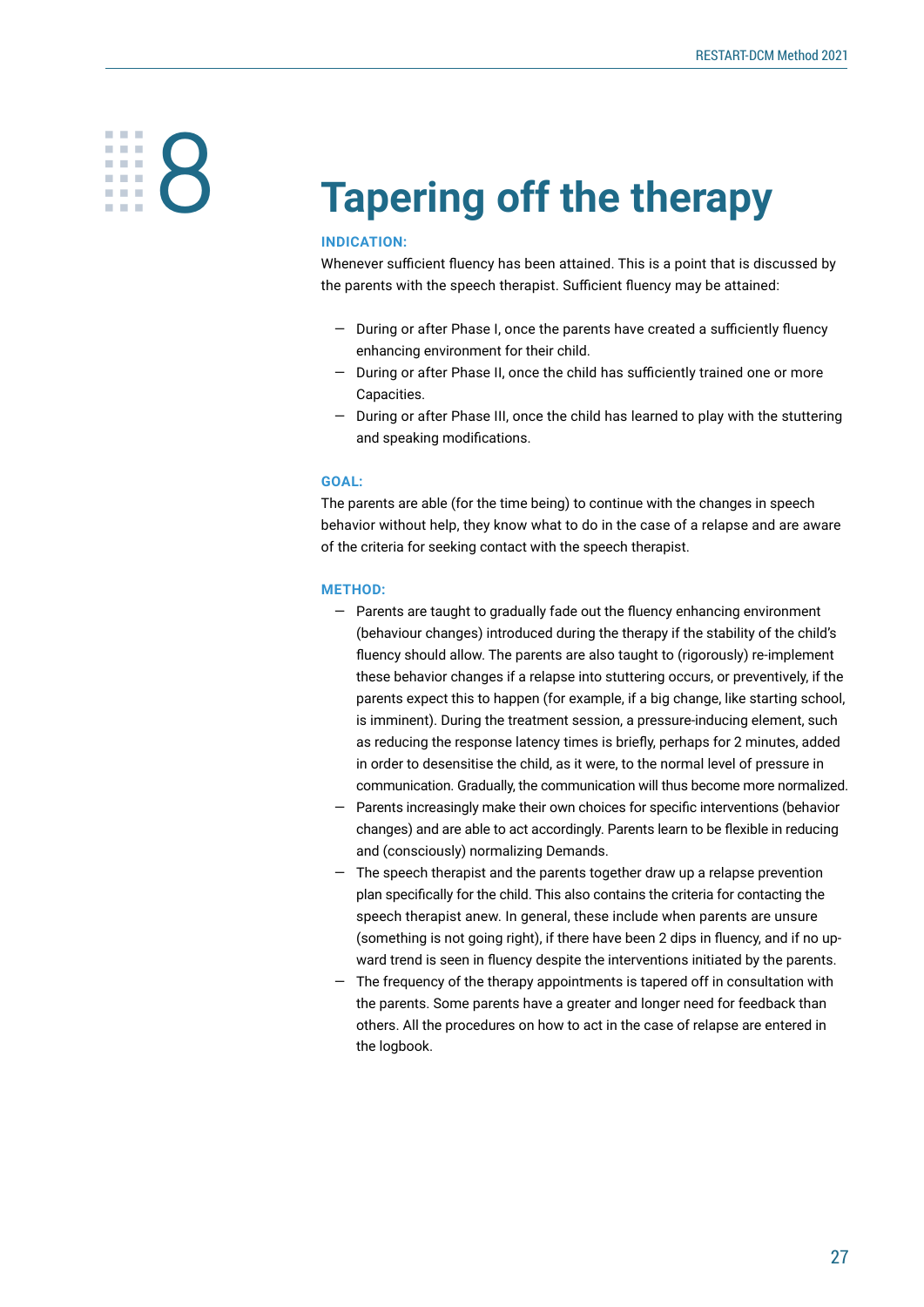# 8 Tapering off the therapy

**INDICATION:**

Whenever sufficient fluency has been attained. This is a point that is discussed by the parents with the speech therapist. Sufficient fluency may be attained:

- During or after Phase I, once the parents have created a sufficiently fluency enhancing environment for their child.
- During or after Phase II, once the child has sufficiently trained one or more Capacities.
- During or after Phase III, once the child has learned to play with the stuttering and speaking modifications.

**GOAL:**

The parents are able (for the time being) to continue with the changes in speech behavior without help, they know what to do in the case of a relapse and are aware of the criteria for seeking contact with the speech therapist.

**METHOD:**

- Parents are taught to gradually fade out the fluency enhancing environment (behaviour changes) introduced during the therapy if the stability of the child's fluency should allow. The parents are also taught to (rigorously) re-implement these behavior changes if a relapse into stuttering occurs, or preventively, if the parents expect this to happen (for example, if a big change, like starting school, is imminent). During the treatment session, a pressure-inducing element, such as reducing the response latency times is briefly, perhaps for 2 minutes, added in order to desensitise the child, as it were, to the normal level of pressure in communication. Gradually, the communication will thus become more normalized.
- Parents increasingly make their own choices for specific interventions (behavior changes) and are able to act accordingly. Parents learn to be flexible in reducing and (consciously) normalizing Demands.
- The speech therapist and the parents together draw up a relapse prevention plan specifically for the child. This also contains the criteria for contacting the speech therapist anew. In general, these include when parents are unsure (something is not going right), if there have been 2 dips in fluency, and if no upward trend is seen in fluency despite the interventions initiated by the parents.
- The frequency of the therapy appointments is tapered off in consultation with the parents. Some parents have a greater and longer need for feedback than others. All the procedures on how to act in the case of relapse are entered in the logbook.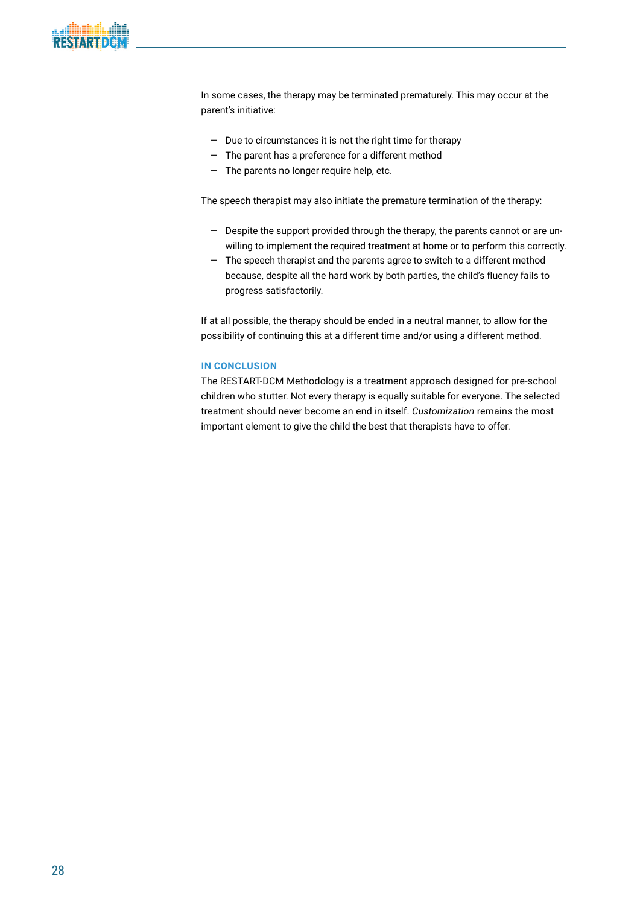In some cases, the therapy may be terminated prematurely. This may occur at the parent's initiative:

- Due to circumstances it is not the right time for therapy
- The parent has a preference for a different method
- The parents no longer require help, etc.

The speech therapist may also initiate the premature termination of the therapy:

- Despite the support provided through the therapy, the parents cannot or are unwilling to implement the required treatment at home or to perform this correctly.
- The speech therapist and the parents agree to switch to a different method because, despite all the hard work by both parties, the child's fluency fails to progress satisfactorily.

If at all possible, the therapy should be ended in a neutral manner, to allow for the possibility of continuing this at a different time and/or using a different method.

### IN CONCLUSION

The RESTART-DCM Methodology is a treatment approach designed for pre-school children who stutter. Not every therapy is equally suitable for everyone. The selected treatment should never become an end in itself. *Customization* remains the most important element to give the child the best that therapists have to offer.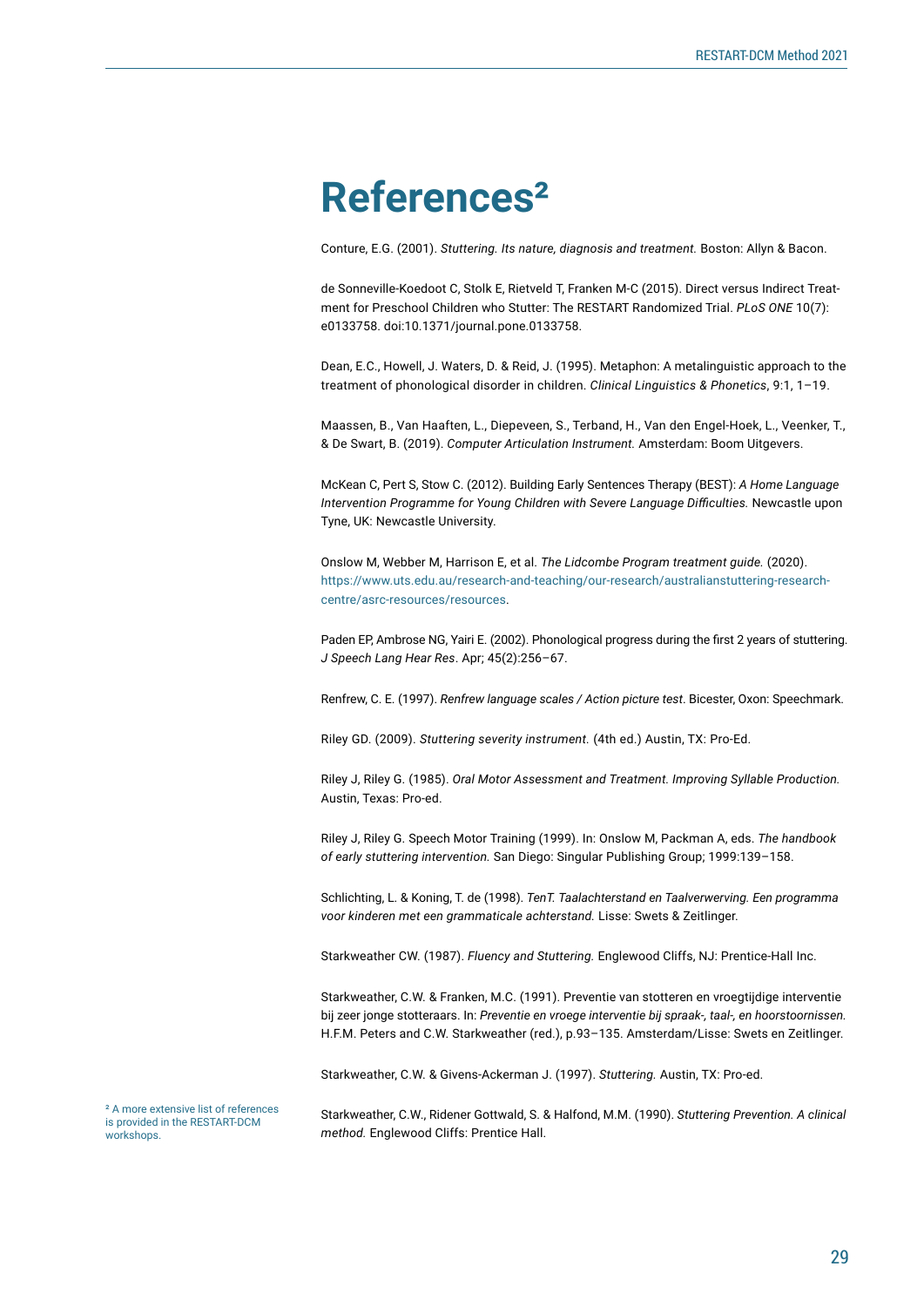# References[2]

Conture, E.G. (2001). *Stuttering. Its nature, diagnosis and treatment.* Boston: Allyn & Bacon.

de Sonneville-Koedoot C, Stolk E, Rietveld T, Franken M-C (2015). Direct versus Indirect Treatment for Preschool Children who Stutter: The RESTART Randomized Trial. *PLoS ONE* 10(7): e0133758. doi:10.1371/journal.pone.0133758.

Dean, E.C., Howell, J. Waters, D. & Reid, J. (1995). Metaphon: A metalinguistic approach to the treatment of phonological disorder in children. *Clinical Linguistics & Phonetics*, 9:1, 1–19.

Maassen, B., Van Haaften, L., Diepeveen, S., Terband, H., Van den Engel-Hoek, L., Veenker, T., & De Swart, B. (2019). *Computer Articulation Instrument.* Amsterdam: Boom Uitgevers.

McKean C, Pert S, Stow C. (2012). Building Early Sentences Therapy (BEST): *A Home Language Intervention Programme for Young Children with Severe Language Difficulties.* Newcastle upon Tyne, UK: Newcastle University.

Onslow M, Webber M, Harrison E, et al. *The Lidcombe Program treatment guide.* (2020). https://www.uts.edu.au/research-and-teaching/our-research/australianstuttering-research-centre/asrc-resources/resources.

Paden EP, Ambrose NG, Yairi E. (2002). Phonological progress during the first 2 years of stuttering. *J Speech Lang Hear Res*. Apr; 45(2):256–67.

Renfrew, C. E. (1997). *Renfrew language scales / Action picture test*. Bicester, Oxon: Speechmark.

Riley GD. (2009). *Stuttering severity instrument.* (4th ed.) Austin, TX: Pro-Ed.

Riley J, Riley G. (1985). *Oral Motor Assessment and Treatment. Improving Syllable Production.* Austin, Texas: Pro-ed.

Riley J, Riley G. Speech Motor Training (1999). In: Onslow M, Packman A, eds. *The handbook of early stuttering intervention.* San Diego: Singular Publishing Group; 1999:139–158.

Schlichting, L. & Koning, T. de (1998). *TenT. Taalachterstand en Taalverwerving. Een programma voor kinderen met een grammaticale achterstand.* Lisse: Swets & Zeitlinger.

Starkweather CW. (1987). *Fluency and Stuttering.* Englewood Cliffs, NJ: Prentice-Hall Inc.

Starkweather, C.W. & Franken, M.C. (1991). Preventie van stotteren en vroegtijdige interventie bij zeer jonge stotteraars. In: *Preventie en vroege interventie bij spraak-, taal-, en hoorstoornissen.* H.F.M. Peters and C.W. Starkweather (red.), p.93–135. Amsterdam/Lisse: Swets en Zeitlinger.

Starkweather, C.W. & Givens-Ackerman J. (1997). *Stuttering.* Austin, TX: Pro-ed.

Starkweather, C.W., Ridener Gottwald, S. & Halfond, M.M. (1990). *Stuttering Prevention. A clinical method.* Englewood Cliffs: Prentice Hall.

[2] A more extensive list of references is provided in the RESTART-DCM workshops.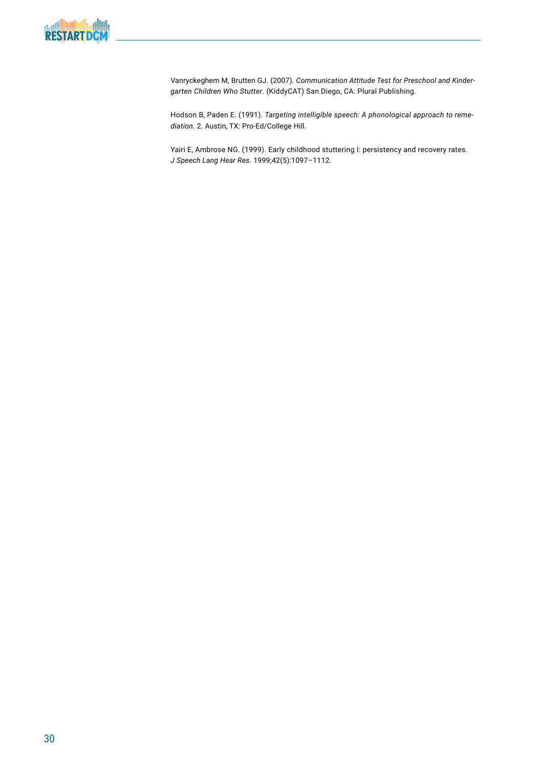Vanryckeghem M, Brutten GJ. (2007). *Communication Attitude Test for Preschool and Kindergarten Children Who Stutter*. (KiddyCAT) San Diego, CA: Plural Publishing.

Hodson B, Paden E. (1991). *Targeting intelligible speech: A phonological approach to remediation.* 2. Austin, TX: Pro-Ed/College Hill.

Yairi E, Ambrose NG. (1999). Early childhood stuttering I: persistency and recovery rates. *J Speech Lang Hear Res.* 1999;42(5):1097–1112.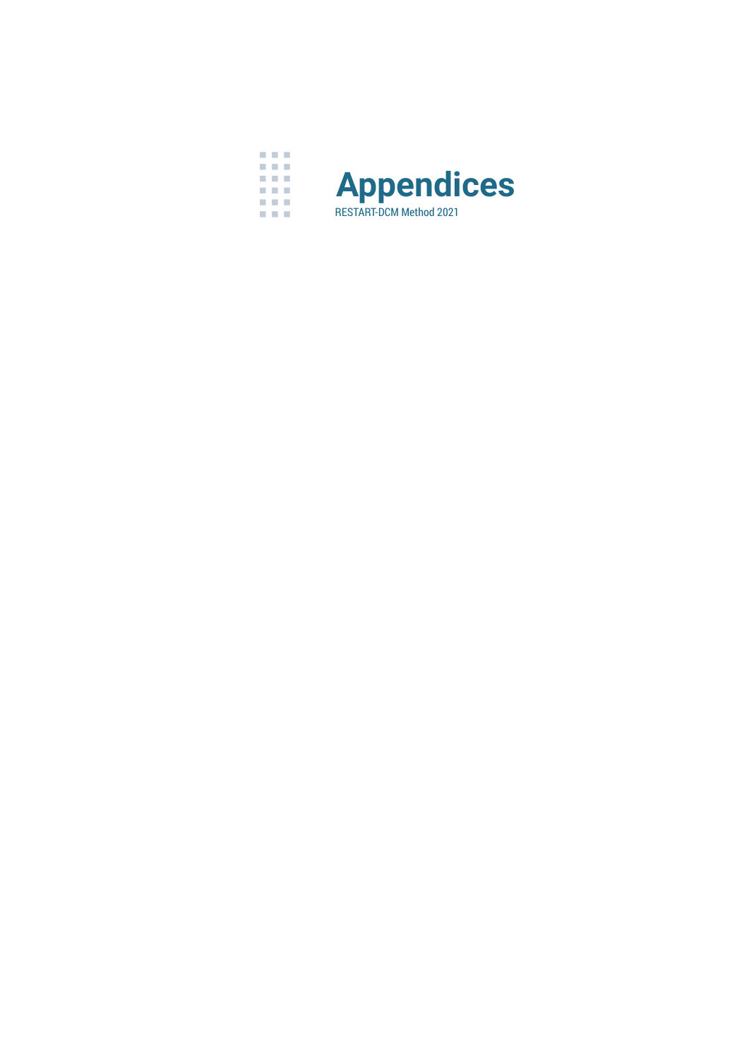# Appendices

RESTART-DCM Method 2021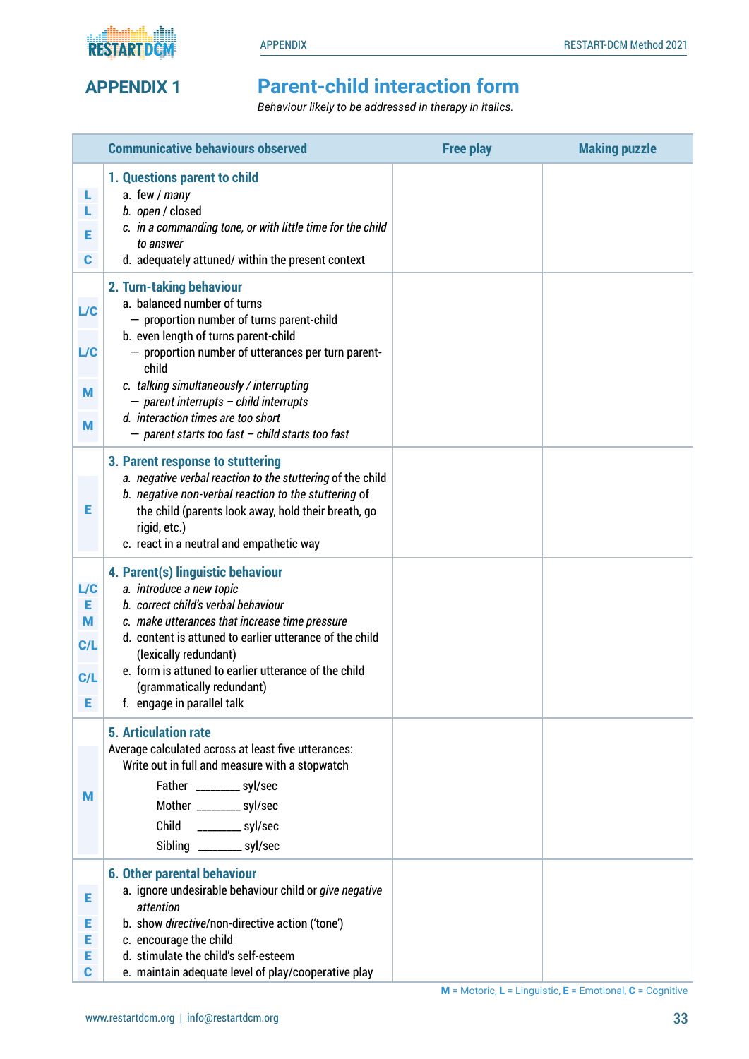# APPENDIX 1

## Parent-child interaction form

*Behaviour likely to be addressed in therapy in italics.*

| | Communicative behaviours observed | Free play | Making puzzle |
|---|---|---|---|
| L<br>L<br>E<br>C | **1. Questions parent to child**<br>a. few / *many*<br>*b. open* / closed<br>*c. in a commanding tone, or with little time for the child to answer*<br>d. adequately attuned/ within the present context | | |
| L/C<br>L/C<br>M<br>M | **2. Turn-taking behaviour**<br>a. balanced number of turns<br>— proportion number of turns parent-child<br>b. even length of turns parent-child<br>— proportion number of utterances per turn parent-child<br>*c. talking simultaneously / interrupting*<br>*— parent interrupts – child interrupts*<br>*d. interaction times are too short*<br>*— parent starts too fast – child starts too fast* | | |
| E | **3. Parent response to stuttering**<br>*a. negative verbal reaction to the stuttering* of the child<br>*b. negative non-verbal reaction to the stuttering* of the child (parents look away, hold their breath, go rigid, etc.)<br>c. react in a neutral and empathetic way | | |
| L/C<br>E<br>M<br>C/L<br>C/L<br>E | **4. Parent(s) linguistic behaviour**<br>*a. introduce a new topic*<br>*b. correct child's verbal behaviour*<br>*c. make utterances that increase time pressure*<br>d. content is attuned to earlier utterance of the child (lexically redundant)<br>e. form is attuned to earlier utterance of the child (grammatically redundant)<br>f. engage in parallel talk | | |
| M | **5. Articulation rate**<br>Average calculated across at least five utterances:<br>Write out in full and measure with a stopwatch<br>Father ________ syl/sec<br>Mother ________ syl/sec<br>Child ________ syl/sec<br>Sibling ________ syl/sec | | |
| E<br>E<br>E<br>E<br>C | **6. Other parental behaviour**<br>a. ignore undesirable behaviour child or *give negative attention*<br>b. show *directive*/non-directive action ('tone')<br>c. encourage the child<br>d. stimulate the child's self-esteem<br>e. maintain adequate level of play/cooperative play | | |

**M** = Motoric, **L** = Linguistic, **E** = Emotional, **C** = Cognitive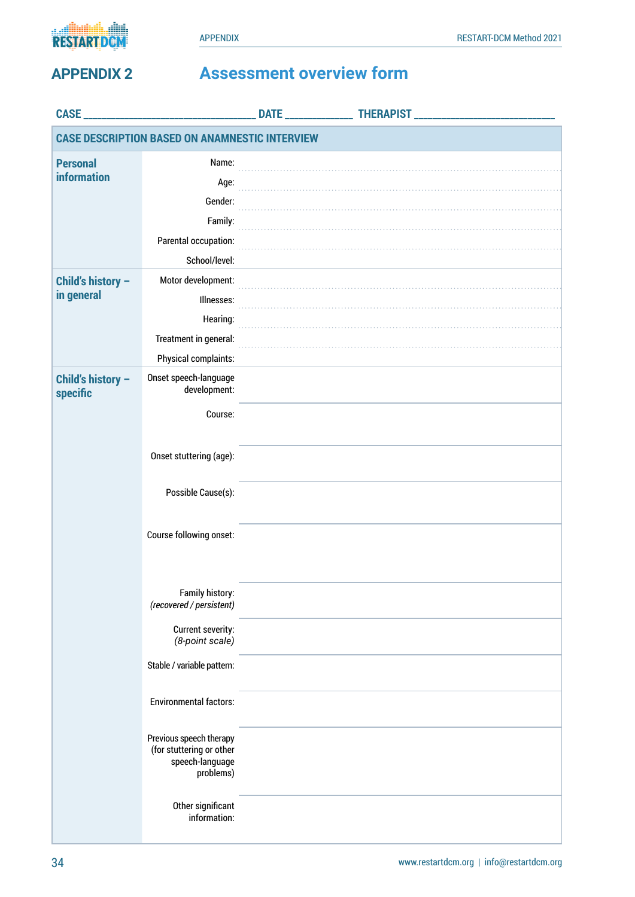## APPENDIX 2 Assessment overview form

**CASE** ______________________ **DATE** __________ **THERAPIST** ____________________

| CASE DESCRIPTION BASED ON ANAMNESTIC INTERVIEW | | |
|---|---|---|
| **Personal information** | Name: | |
| | Age: | |
| | Gender: | |
| | Family: | |
| | Parental occupation: | |
| | School/level: | |
| **Child's history – in general** | Motor development: | |
| | Illnesses: | |
| | Hearing: | |
| | Treatment in general: | |
| | Physical complaints: | |
| **Child's history – specific** | Onset speech-language development: | |
| | Course: | |
| | Onset stuttering (age): | |
| | Possible Cause(s): | |
| | Course following onset: | |
| | Family history: *(recovered / persistent)* | |
| | Current severity: *(8-point scale)* | |
| | Stable / variable pattern: | |
| | Environmental factors: | |
| | Previous speech therapy (for stuttering or other speech-language problems) | |
| | Other significant information: | |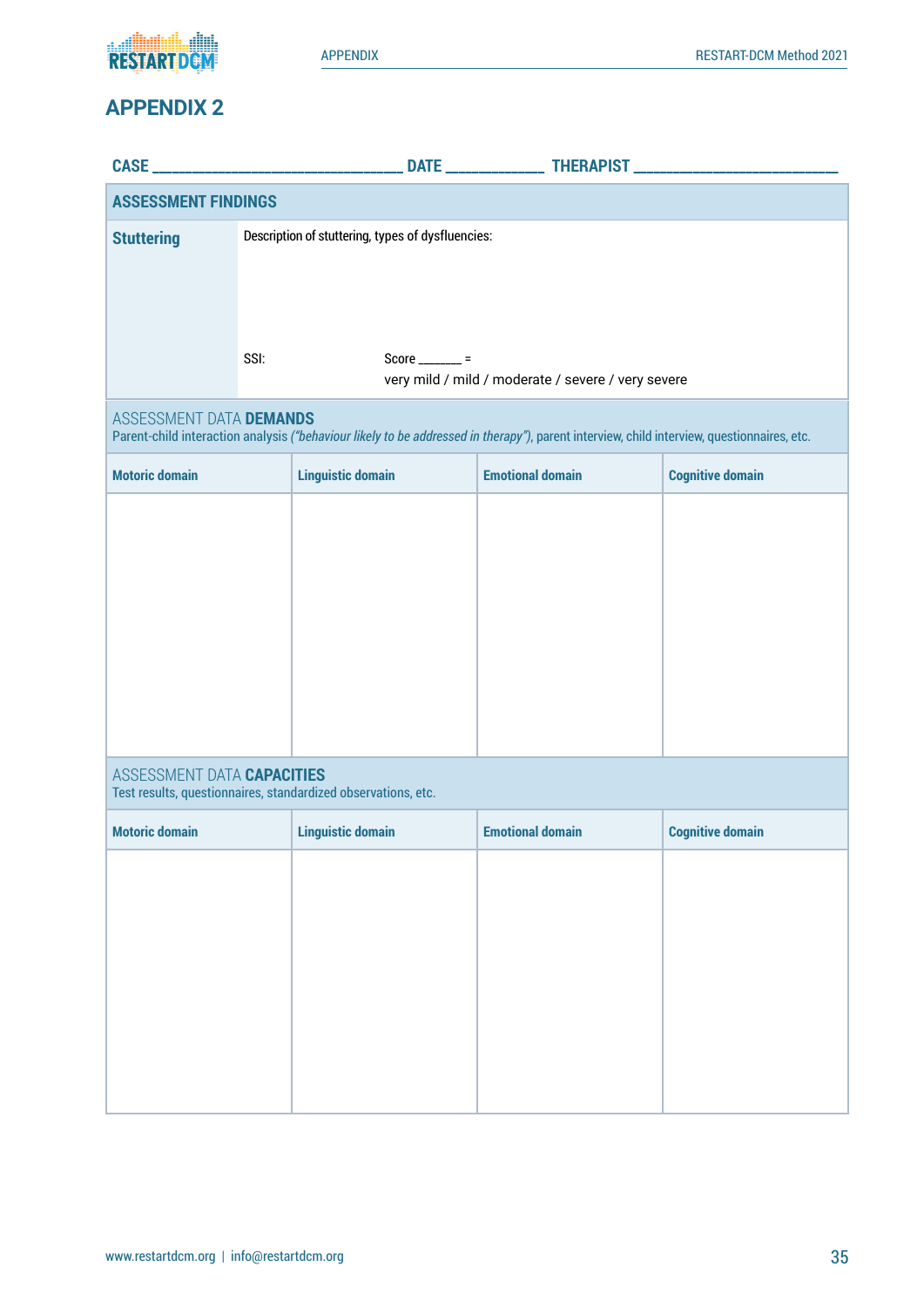## APPENDIX 2

**CASE** ______________________________ **DATE** ____________ **THERAPIST** __________________________

| **ASSESSMENT FINDINGS** | |
|---|---|
| **Stuttering** | Description of stuttering, types of dysfluencies:<br><br>SSI: Score _______ = very mild / mild / moderate / severe / very severe |

**ASSESSMENT DATA DEMANDS**
Parent-child interaction analysis *("behaviour likely to be addressed in therapy")*, parent interview, child interview, questionnaires, etc.

| **Motoric domain** | **Linguistic domain** | **Emotional domain** | **Cognitive domain** |
|---|---|---|---|
| | | | |

**ASSESSMENT DATA CAPACITIES**
Test results, questionnaires, standardized observations, etc.

| **Motoric domain** | **Linguistic domain** | **Emotional domain** | **Cognitive domain** |
|---|---|---|---|
| | | | |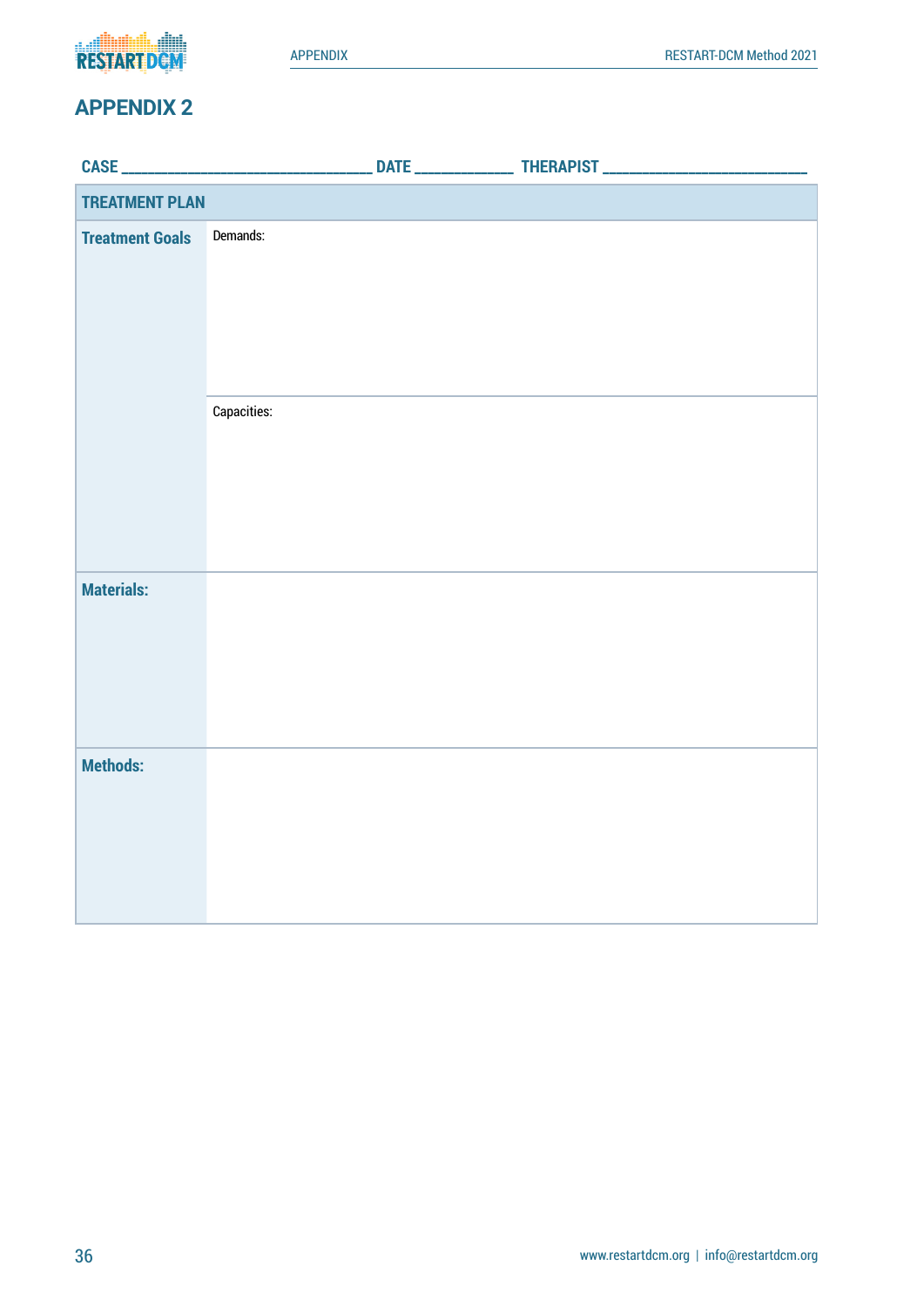# APPENDIX 2

**CASE** ______________________________ **DATE** ____________ **THERAPIST** _________________________

| TREATMENT PLAN | |
|---|---|
| **Treatment Goals** | Demands: |
| | Capacities: |
| **Materials:** | |
| **Methods:** | |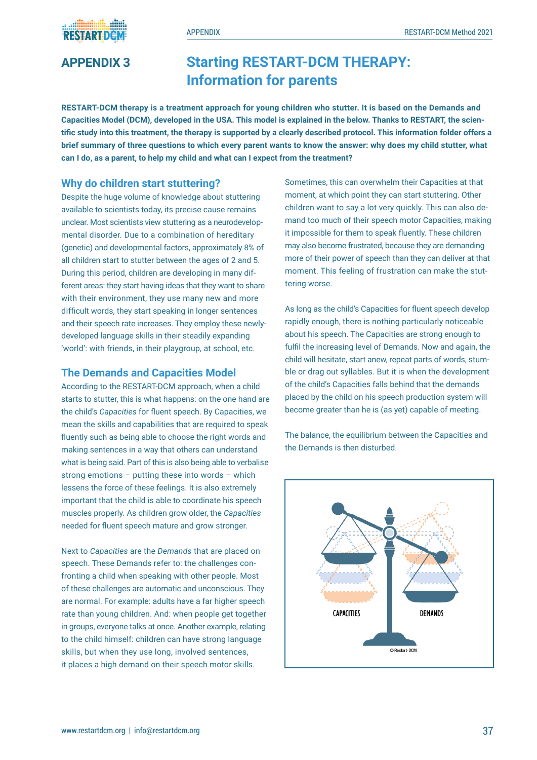## APPENDIX 3

# Starting RESTART-DCM THERAPY: Information for parents

**RESTART-DCM therapy is a treatment approach for young children who stutter. It is based on the Demands and Capacities Model (DCM), developed in the USA. This model is explained in the below. Thanks to RESTART, the scientific study into this treatment, the therapy is supported by a clearly described protocol. This information folder offers a brief summary of three questions to which every parent wants to know the answer: why does my child stutter, what can I do, as a parent, to help my child and what can I expect from the treatment?**

### Why do children start stuttering?

Despite the huge volume of knowledge about stuttering available to scientists today, its precise cause remains unclear. Most scientists view stuttering as a neurodevelopmental disorder. Due to a combination of hereditary (genetic) and developmental factors, approximately 8% of all children start to stutter between the ages of 2 and 5. During this period, children are developing in many different areas: they start having ideas that they want to share with their environment, they use many new and more difficult words, they start speaking in longer sentences and their speech rate increases. They employ these newly-developed language skills in their steadily expanding 'world': with friends, in their playgroup, at school, etc.

### The Demands and Capacities Model

According to the RESTART-DCM approach, when a child starts to stutter, this is what happens: on the one hand are the child's *Capacities* for fluent speech. By Capacities, we mean the skills and capabilities that are required to speak fluently such as being able to choose the right words and making sentences in a way that others can understand what is being said. Part of this is also being able to verbalise strong emotions – putting these into words – which lessens the force of these feelings. It is also extremely important that the child is able to coordinate his speech muscles properly. As children grow older, the *Capacities* needed for fluent speech mature and grow stronger.

Next to *Capacities* are the *Demands* that are placed on speech. These Demands refer to: the challenges confronting a child when speaking with other people. Most of these challenges are automatic and unconscious. They are normal. For example: adults have a far higher speech rate than young children. And: when people get together in groups, everyone talks at once. Another example, relating to the child himself: children can have strong language skills, but when they use long, involved sentences, it places a high demand on their speech motor skills. Sometimes, this can overwhelm their Capacities at that moment, at which point they can start stuttering. Other children want to say a lot very quickly. This can also demand too much of their speech motor Capacities, making it impossible for them to speak fluently. These children may also become frustrated, because they are demanding more of their power of speech than they can deliver at that moment. This feeling of frustration can make the stuttering worse.

As long as the child's Capacities for fluent speech develop rapidly enough, there is nothing particularly noticeable about his speech. The Capacities are strong enough to fulfil the increasing level of Demands. Now and again, the child will hesitate, start anew, repeat parts of words, stumble or drag out syllables. But it is when the development of the child's Capacities falls behind that the demands placed by the child on his speech production system will become greater than he is (as yet) capable of meeting.

The balance, the equilibrium between the Capacities and the Demands is then disturbed.

CAPACITIES DEMANDS

© Restart-DCM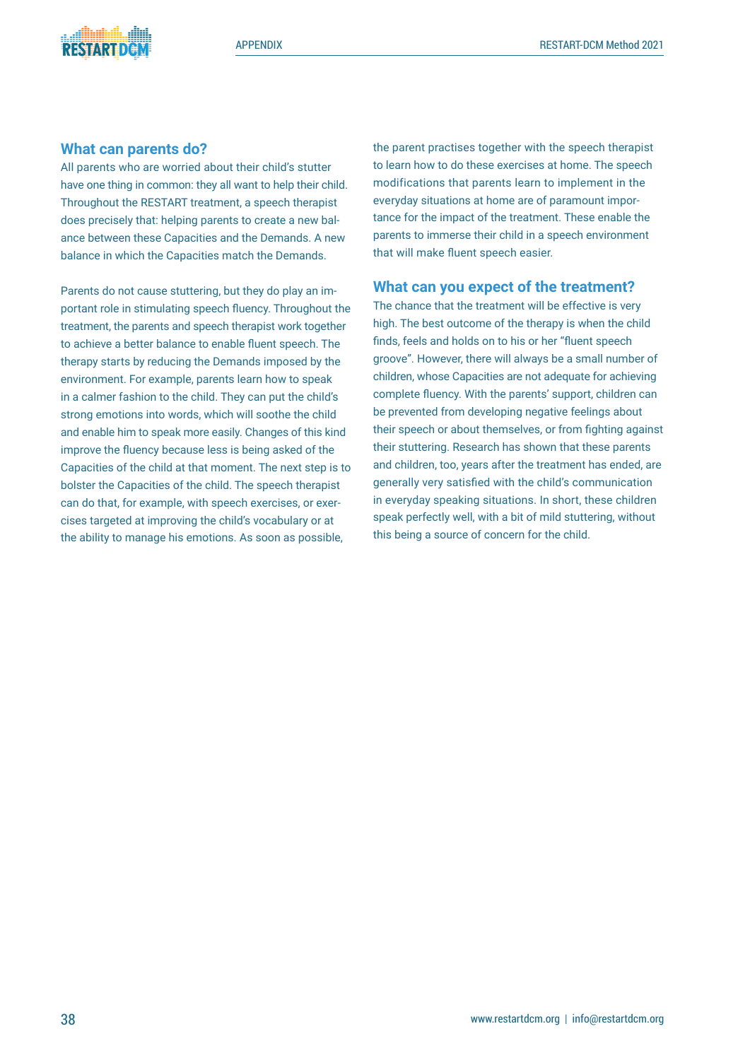## What can parents do?

All parents who are worried about their child's stutter have one thing in common: they all want to help their child. Throughout the RESTART treatment, a speech therapist does precisely that: helping parents to create a new balance between these Capacities and the Demands. A new balance in which the Capacities match the Demands.

Parents do not cause stuttering, but they do play an important role in stimulating speech fluency. Throughout the treatment, the parents and speech therapist work together to achieve a better balance to enable fluent speech. The therapy starts by reducing the Demands imposed by the environment. For example, parents learn how to speak in a calmer fashion to the child. They can put the child's strong emotions into words, which will soothe the child and enable him to speak more easily. Changes of this kind improve the fluency because less is being asked of the Capacities of the child at that moment. The next step is to bolster the Capacities of the child. The speech therapist can do that, for example, with speech exercises, or exercises targeted at improving the child's vocabulary or at the ability to manage his emotions. As soon as possible, the parent practises together with the speech therapist to learn how to do these exercises at home. The speech modifications that parents learn to implement in the everyday situations at home are of paramount importance for the impact of the treatment. These enable the parents to immerse their child in a speech environment that will make fluent speech easier.

## What can you expect of the treatment?

The chance that the treatment will be effective is very high. The best outcome of the therapy is when the child finds, feels and holds on to his or her "fluent speech groove". However, there will always be a small number of children, whose Capacities are not adequate for achieving complete fluency. With the parents' support, children can be prevented from developing negative feelings about their speech or about themselves, or from fighting against their stuttering. Research has shown that these parents and children, too, years after the treatment has ended, are generally very satisfied with the child's communication in everyday speaking situations. In short, these children speak perfectly well, with a bit of mild stuttering, without this being a source of concern for the child.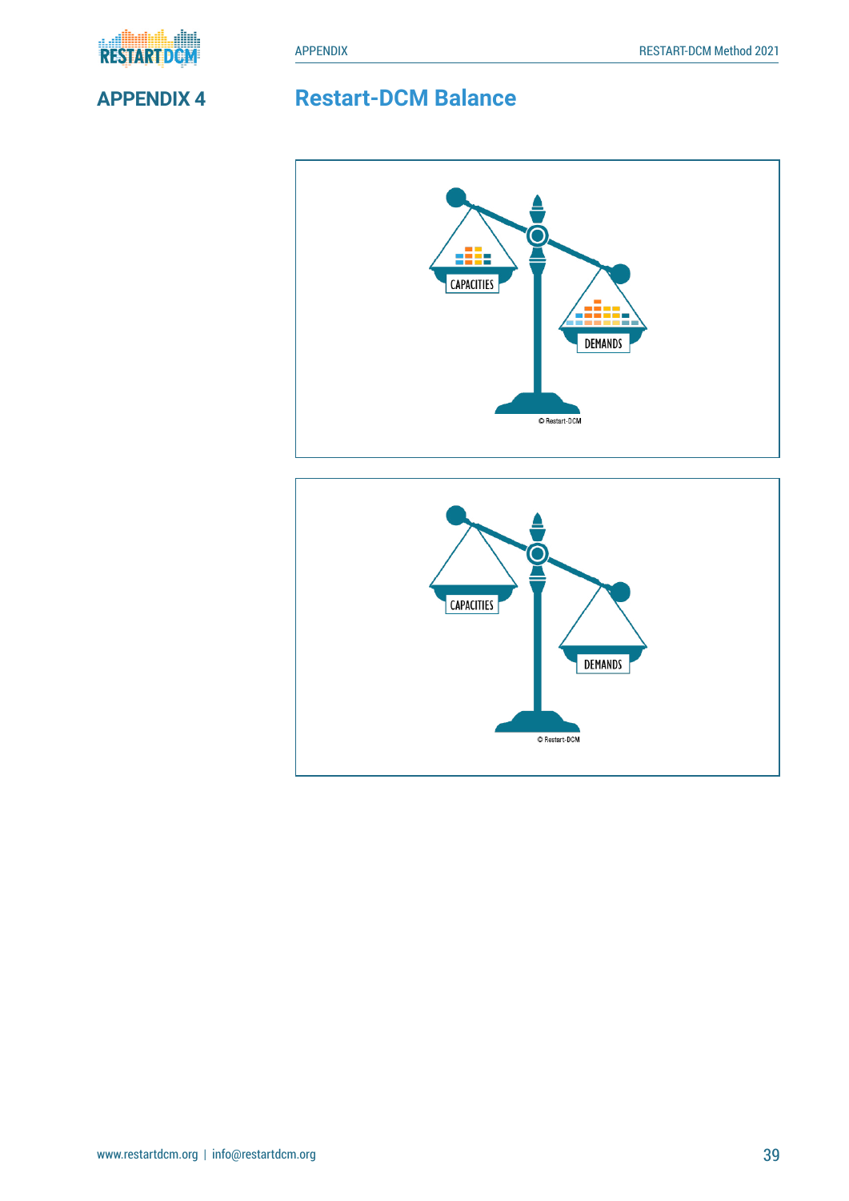## APPENDIX 4

# Restart-DCM Balance

CAPACITIES

DEMANDS

© Restart-DCM

CAPACITIES

DEMANDS

© Restart-DCM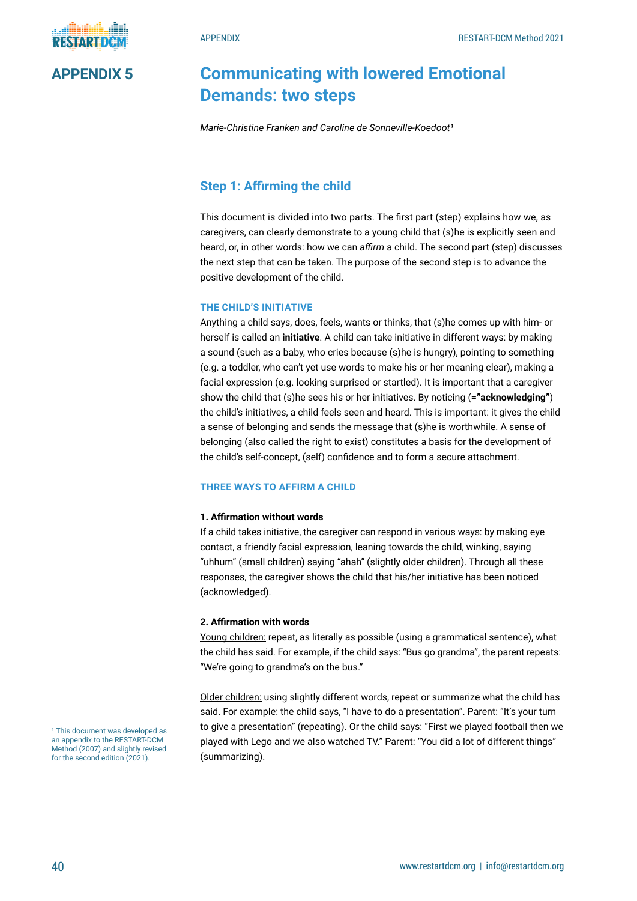# APPENDIX 5

## Communicating with lowered Emotional Demands: two steps

*Marie-Christine Franken and Caroline de Sonneville-Koedoot*[1]

### Step 1: Affirming the child

This document is divided into two parts. The first part (step) explains how we, as caregivers, can clearly demonstrate to a young child that (s)he is explicitly seen and heard, or, in other words: how we can *affirm* a child. The second part (step) discusses the next step that can be taken. The purpose of the second step is to advance the positive development of the child.

#### THE CHILD'S INITIATIVE

Anything a child says, does, feels, wants or thinks, that (s)he comes up with him- or herself is called an **initiative**. A child can take initiative in different ways: by making a sound (such as a baby, who cries because (s)he is hungry), pointing to something (e.g. a toddler, who can't yet use words to make his or her meaning clear), making a facial expression (e.g. looking surprised or startled). It is important that a caregiver show the child that (s)he sees his or her initiatives. By noticing (**="acknowledging"**) the child's initiatives, a child feels seen and heard. This is important: it gives the child a sense of belonging and sends the message that (s)he is worthwhile. A sense of belonging (also called the right to exist) constitutes a basis for the development of the child's self-concept, (self) confidence and to form a secure attachment.

#### THREE WAYS TO AFFIRM A CHILD

**1. Affirmation without words**

If a child takes initiative, the caregiver can respond in various ways: by making eye contact, a friendly facial expression, leaning towards the child, winking, saying "uhhum" (small children) saying "ahah" (slightly older children). Through all these responses, the caregiver shows the child that his/her initiative has been noticed (acknowledged).

**2. Affirmation with words**

<u>Young children:</u> repeat, as literally as possible (using a grammatical sentence), what the child has said. For example, if the child says: "Bus go grandma", the parent repeats: "We're going to grandma's on the bus."

<u>Older children:</u> using slightly different words, repeat or summarize what the child has said. For example: the child says, "I have to do a presentation". Parent: "It's your turn to give a presentation" (repeating). Or the child says: "First we played football then we played with Lego and we also watched TV." Parent: "You did a lot of different things" (summarizing).

[1] This document was developed as an appendix to the RESTART-DCM Method (2007) and slightly revised for the second edition (2021).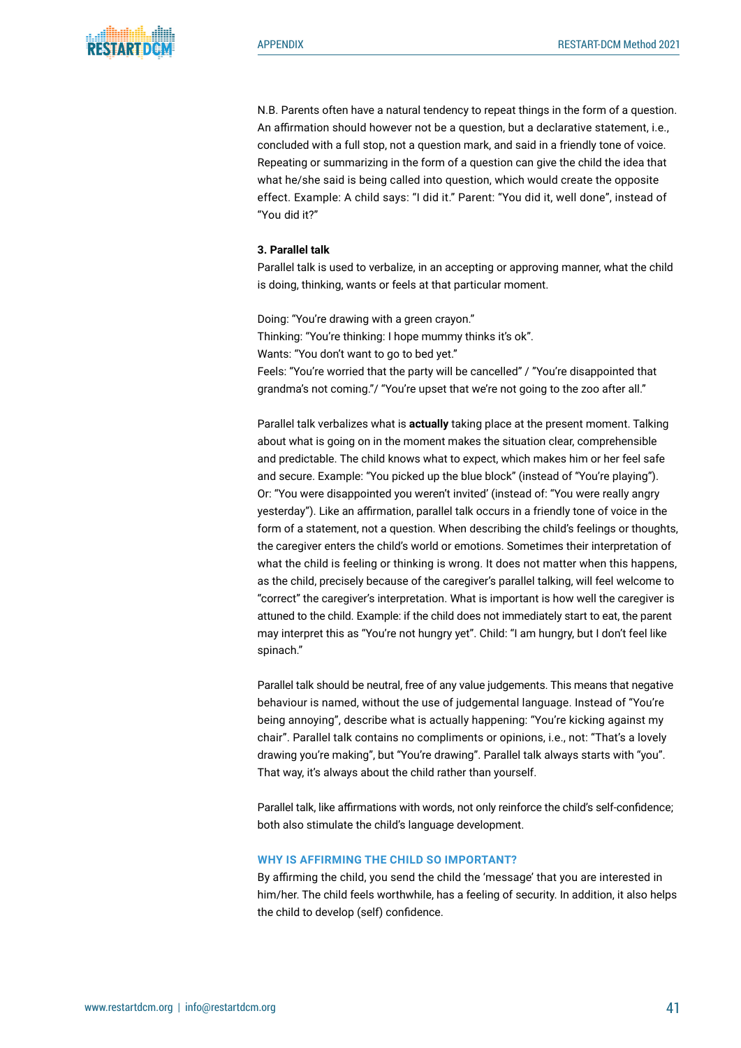N.B. Parents often have a natural tendency to repeat things in the form of a question. An affirmation should however not be a question, but a declarative statement, i.e., concluded with a full stop, not a question mark, and said in a friendly tone of voice. Repeating or summarizing in the form of a question can give the child the idea that what he/she said is being called into question, which would create the opposite effect. Example: A child says: "I did it." Parent: "You did it, well done", instead of "You did it?"

**3. Parallel talk**

Parallel talk is used to verbalize, in an accepting or approving manner, what the child is doing, thinking, wants or feels at that particular moment.

Doing: "You're drawing with a green crayon."
Thinking: "You're thinking: I hope mummy thinks it's ok".
Wants: "You don't want to go to bed yet."
Feels: "You're worried that the party will be cancelled" / "You're disappointed that grandma's not coming."/ "You're upset that we're not going to the zoo after all."

Parallel talk verbalizes what is **actually** taking place at the present moment. Talking about what is going on in the moment makes the situation clear, comprehensible and predictable. The child knows what to expect, which makes him or her feel safe and secure. Example: "You picked up the blue block" (instead of "You're playing"). Or: "You were disappointed you weren't invited' (instead of: "You were really angry yesterday"). Like an affirmation, parallel talk occurs in a friendly tone of voice in the form of a statement, not a question. When describing the child's feelings or thoughts, the caregiver enters the child's world or emotions. Sometimes their interpretation of what the child is feeling or thinking is wrong. It does not matter when this happens, as the child, precisely because of the caregiver's parallel talking, will feel welcome to "correct" the caregiver's interpretation. What is important is how well the caregiver is attuned to the child. Example: if the child does not immediately start to eat, the parent may interpret this as "You're not hungry yet". Child: "I am hungry, but I don't feel like spinach."

Parallel talk should be neutral, free of any value judgements. This means that negative behaviour is named, without the use of judgemental language. Instead of "You're being annoying", describe what is actually happening: "You're kicking against my chair". Parallel talk contains no compliments or opinions, i.e., not: "That's a lovely drawing you're making", but "You're drawing". Parallel talk always starts with "you". That way, it's always about the child rather than yourself.

Parallel talk, like affirmations with words, not only reinforce the child's self-confidence; both also stimulate the child's language development.

### WHY IS AFFIRMING THE CHILD SO IMPORTANT?

By affirming the child, you send the child the 'message' that you are interested in him/her. The child feels worthwhile, has a feeling of security. In addition, it also helps the child to develop (self) confidence.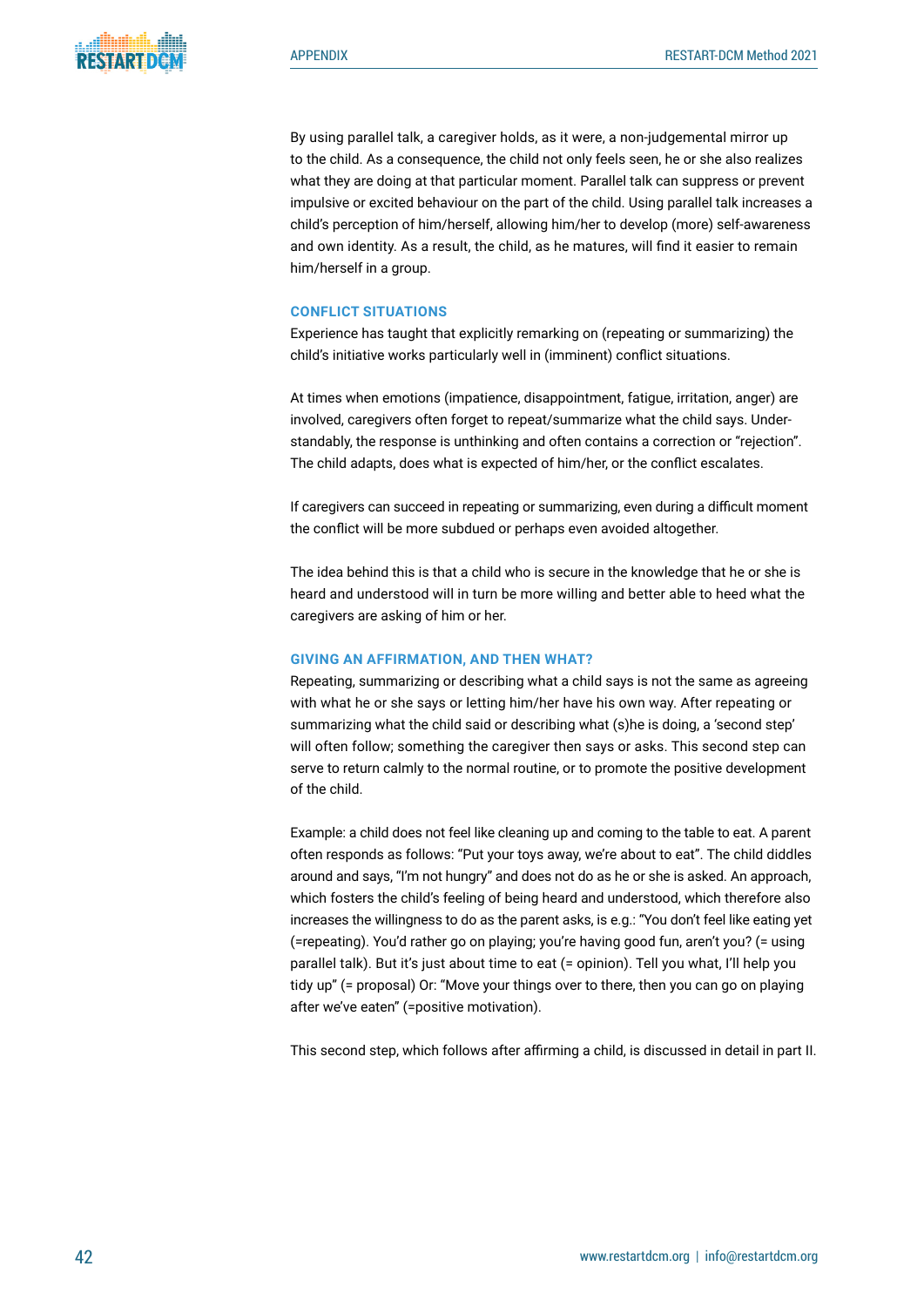By using parallel talk, a caregiver holds, as it were, a non-judgemental mirror up to the child. As a consequence, the child not only feels seen, he or she also realizes what they are doing at that particular moment. Parallel talk can suppress or prevent impulsive or excited behaviour on the part of the child. Using parallel talk increases a child's perception of him/herself, allowing him/her to develop (more) self-awareness and own identity. As a result, the child, as he matures, will find it easier to remain him/herself in a group.

### CONFLICT SITUATIONS

Experience has taught that explicitly remarking on (repeating or summarizing) the child's initiative works particularly well in (imminent) conflict situations.

At times when emotions (impatience, disappointment, fatigue, irritation, anger) are involved, caregivers often forget to repeat/summarize what the child says. Understandably, the response is unthinking and often contains a correction or "rejection". The child adapts, does what is expected of him/her, or the conflict escalates.

If caregivers can succeed in repeating or summarizing, even during a difficult moment the conflict will be more subdued or perhaps even avoided altogether.

The idea behind this is that a child who is secure in the knowledge that he or she is heard and understood will in turn be more willing and better able to heed what the caregivers are asking of him or her.

### GIVING AN AFFIRMATION, AND THEN WHAT?

Repeating, summarizing or describing what a child says is not the same as agreeing with what he or she says or letting him/her have his own way. After repeating or summarizing what the child said or describing what (s)he is doing, a 'second step' will often follow; something the caregiver then says or asks. This second step can serve to return calmly to the normal routine, or to promote the positive development of the child.

Example: a child does not feel like cleaning up and coming to the table to eat. A parent often responds as follows: "Put your toys away, we're about to eat". The child diddles around and says, "I'm not hungry" and does not do as he or she is asked. An approach, which fosters the child's feeling of being heard and understood, which therefore also increases the willingness to do as the parent asks, is e.g.: "You don't feel like eating yet (=repeating). You'd rather go on playing; you're having good fun, aren't you? (= using parallel talk). But it's just about time to eat (= opinion). Tell you what, I'll help you tidy up" (= proposal) Or: "Move your things over to there, then you can go on playing after we've eaten" (=positive motivation).

This second step, which follows after affirming a child, is discussed in detail in part II.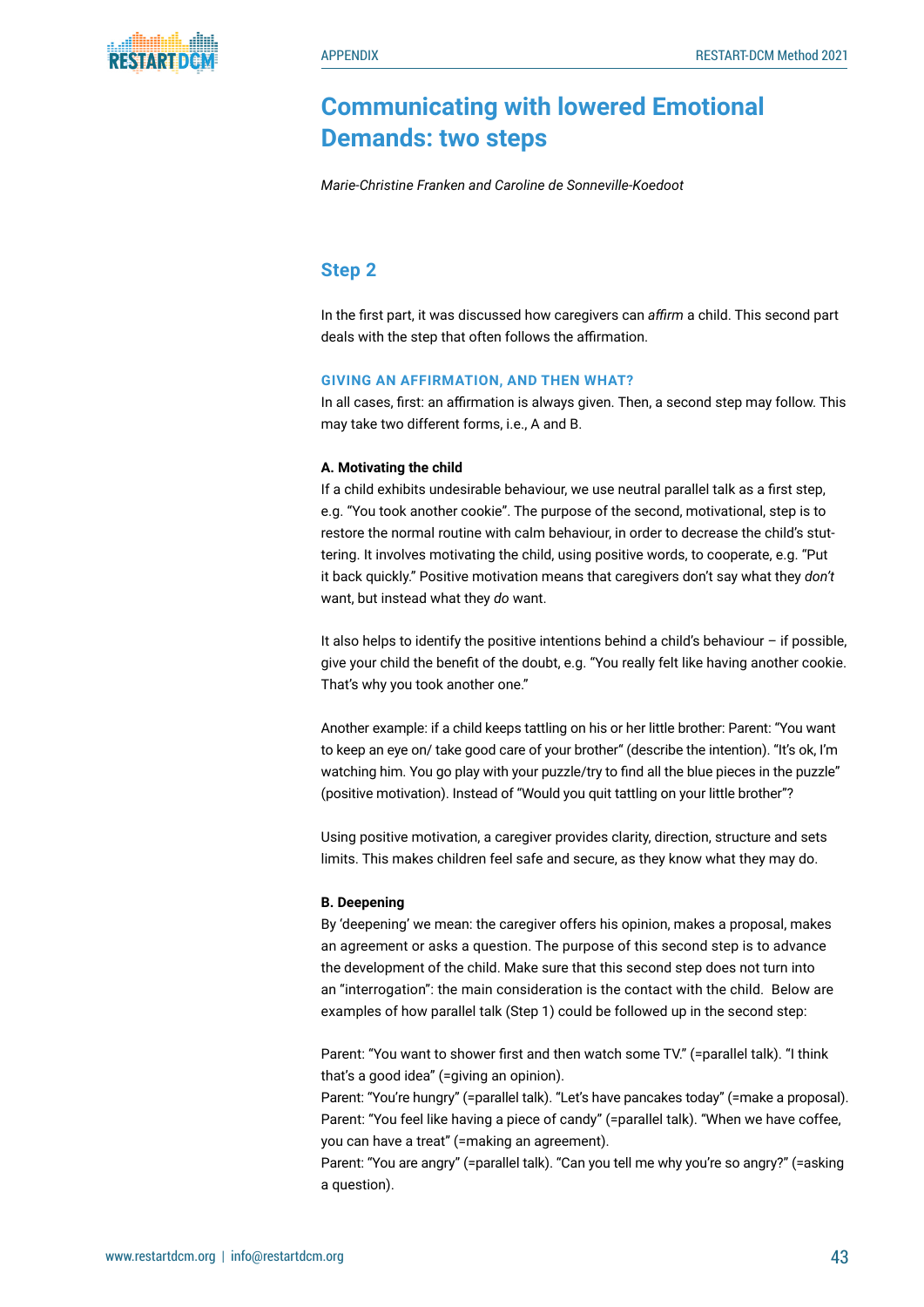# Communicating with lowered Emotional Demands: two steps

*Marie-Christine Franken and Caroline de Sonneville-Koedoot*

## Step 2

In the first part, it was discussed how caregivers can *affirm* a child. This second part deals with the step that often follows the affirmation.

### GIVING AN AFFIRMATION, AND THEN WHAT?

In all cases, first: an affirmation is always given. Then, a second step may follow. This may take two different forms, i.e., A and B.

**A. Motivating the child**

If a child exhibits undesirable behaviour, we use neutral parallel talk as a first step, e.g. "You took another cookie". The purpose of the second, motivational, step is to restore the normal routine with calm behaviour, in order to decrease the child's stuttering. It involves motivating the child, using positive words, to cooperate, e.g. "Put it back quickly." Positive motivation means that caregivers don't say what they *don't* want, but instead what they *do* want.

It also helps to identify the positive intentions behind a child's behaviour – if possible, give your child the benefit of the doubt, e.g. "You really felt like having another cookie. That's why you took another one."

Another example: if a child keeps tattling on his or her little brother: Parent: "You want to keep an eye on/ take good care of your brother" (describe the intention). "It's ok, I'm watching him. You go play with your puzzle/try to find all the blue pieces in the puzzle" (positive motivation). Instead of "Would you quit tattling on your little brother"?

Using positive motivation, a caregiver provides clarity, direction, structure and sets limits. This makes children feel safe and secure, as they know what they may do.

**B. Deepening**

By 'deepening' we mean: the caregiver offers his opinion, makes a proposal, makes an agreement or asks a question. The purpose of this second step is to advance the development of the child. Make sure that this second step does not turn into an "interrogation": the main consideration is the contact with the child. Below are examples of how parallel talk (Step 1) could be followed up in the second step:

Parent: "You want to shower first and then watch some TV." (=parallel talk). "I think that's a good idea" (=giving an opinion).
Parent: "You're hungry" (=parallel talk). "Let's have pancakes today" (=make a proposal).
Parent: "You feel like having a piece of candy" (=parallel talk). "When we have coffee, you can have a treat" (=making an agreement).
Parent: "You are angry" (=parallel talk). "Can you tell me why you're so angry?" (=asking a question).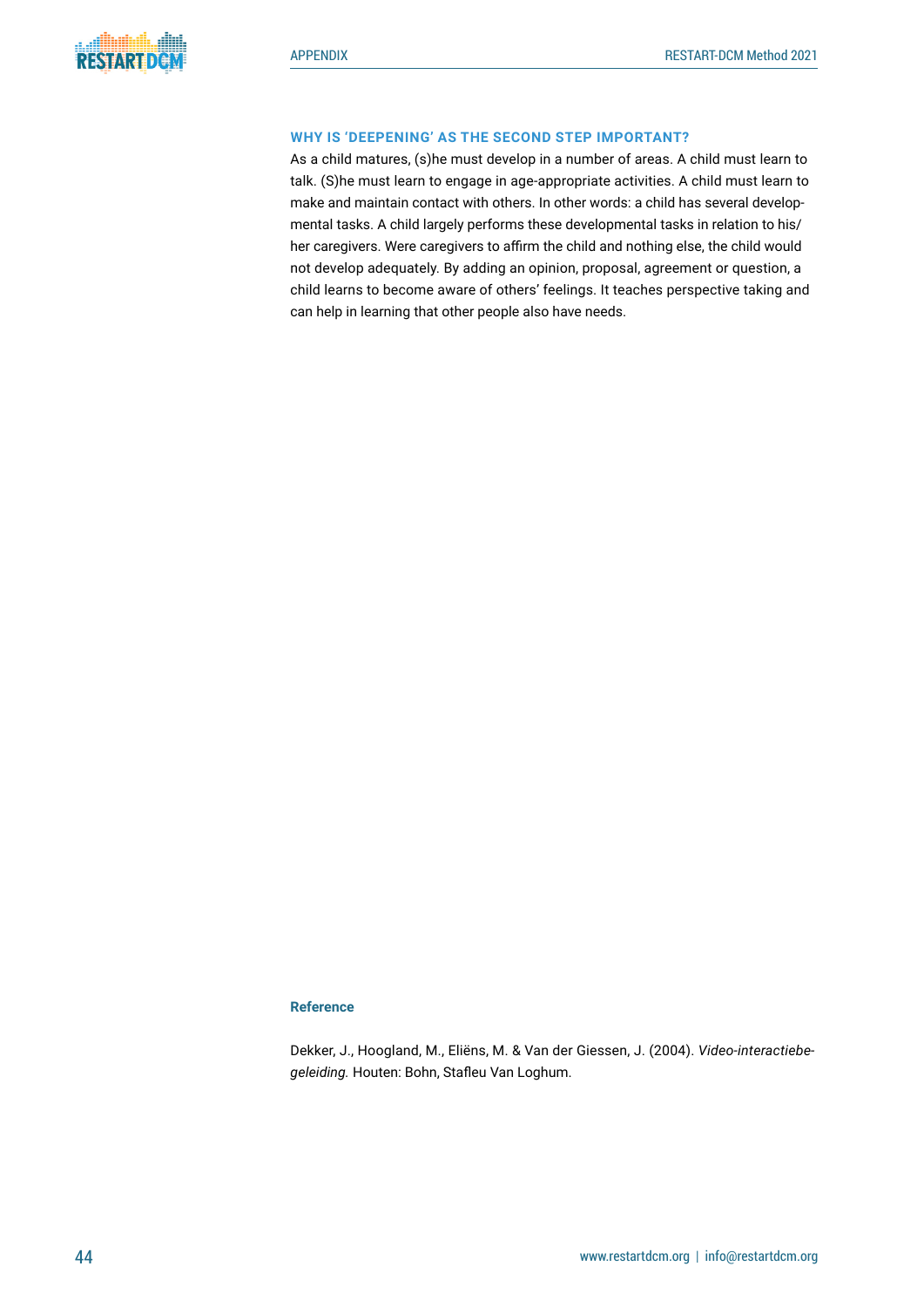### WHY IS 'DEEPENING' AS THE SECOND STEP IMPORTANT?

As a child matures, (s)he must develop in a number of areas. A child must learn to talk. (S)he must learn to engage in age-appropriate activities. A child must learn to make and maintain contact with others. In other words: a child has several developmental tasks. A child largely performs these developmental tasks in relation to his/her caregivers. Were caregivers to affirm the child and nothing else, the child would not develop adequately. By adding an opinion, proposal, agreement or question, a child learns to become aware of others' feelings. It teaches perspective taking and can help in learning that other people also have needs.

#### Reference

Dekker, J., Hoogland, M., Eliëns, M. & Van der Giessen, J. (2004). *Video-interactiebegeleiding.* Houten: Bohn, Stafleu Van Loghum.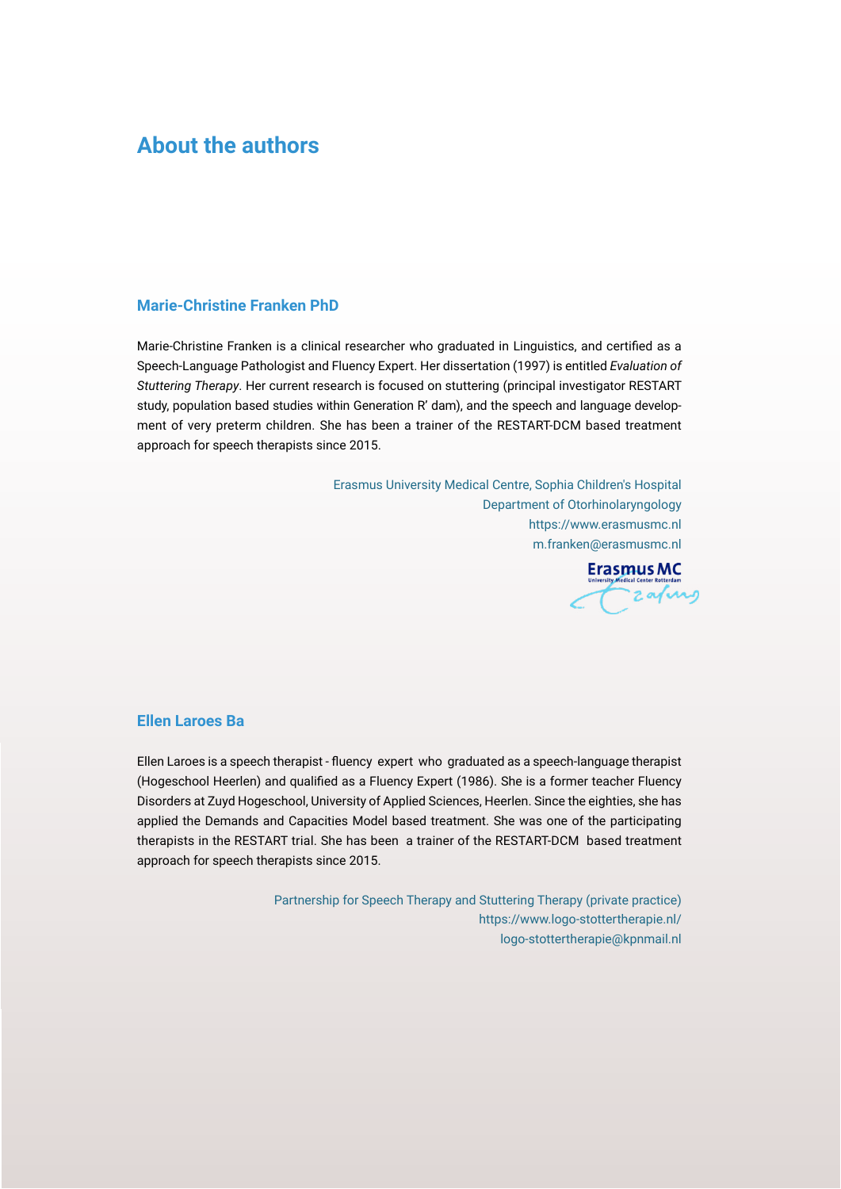# About the authors

## Marie-Christine Franken PhD

Marie-Christine Franken is a clinical researcher who graduated in Linguistics, and certified as a Speech-Language Pathologist and Fluency Expert. Her dissertation (1997) is entitled *Evaluation of Stuttering Therapy*. Her current research is focused on stuttering (principal investigator RESTART study, population based studies within Generation R' dam), and the speech and language development of very preterm children. She has been a trainer of the RESTART-DCM based treatment approach for speech therapists since 2015.

Erasmus University Medical Centre, Sophia Children's Hospital
Department of Otorhinolaryngology
https://www.erasmusmc.nl
m.franken@erasmusmc.nl

Erasmus MC
University Medical Center Rotterdam

## Ellen Laroes Ba

Ellen Laroes is a speech therapist - fluency expert who graduated as a speech-language therapist (Hogeschool Heerlen) and qualified as a Fluency Expert (1986). She is a former teacher Fluency Disorders at Zuyd Hogeschool, University of Applied Sciences, Heerlen. Since the eighties, she has applied the Demands and Capacities Model based treatment. She was one of the participating therapists in the RESTART trial. She has been a trainer of the RESTART-DCM based treatment approach for speech therapists since 2015.

Partnership for Speech Therapy and Stuttering Therapy (private practice)
https://www.logo-stottertherapie.nl/
logo-stottertherapie@kpnmail.nl